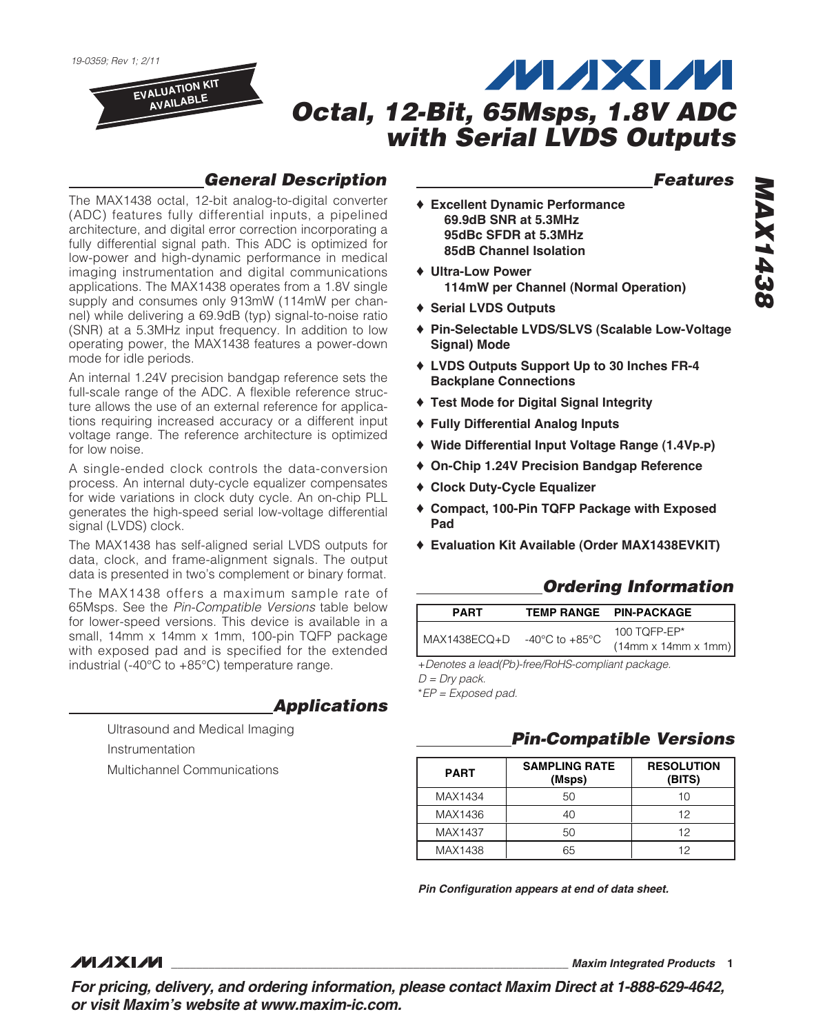19-0359; Rev 1; 2/11

EVALUATION KIT AVAILABLE

# Octal, 12-Bit, 65Msps, 1.8V ADC with Serial LVDS Outputs

## General Description

The MAX1438 octal, 12-bit analog-to-digital converter (ADC) features fully differential inputs, a pipelined architecture, and digital error correction incorporating a fully differential signal path. This ADC is optimized for low-power and high-dynamic performance in medical imaging instrumentation and digital communications applications. The MAX1438 operates from a 1.8V single supply and consumes only 913mW (114mW per channel) while delivering a 69.9dB (typ) signal-to-noise ratio (SNR) at a 5.3MHz input frequency. In addition to low operating power, the MAX1438 features a power-down mode for idle periods.

An internal 1.24V precision bandgap reference sets the full-scale range of the ADC. A flexible reference structure allows the use of an external reference for applications requiring increased accuracy or a different input voltage range. The reference architecture is optimized for low noise.

A single-ended clock controls the data-conversion process. An internal duty-cycle equalizer compensates for wide variations in clock duty cycle. An on-chip PLL generates the high-speed serial low-voltage differential signal (LVDS) clock.

The MAX1438 has self-aligned serial LVDS outputs for data, clock, and frame-alignment signals. The output data is presented in two's complement or binary format.

The MAX1438 offers a maximum sample rate of 65Msps. See the *Pin-Compatible Versions* table below for lower-speed versions. This device is available in a small, 14mm x 14mm x 1mm, 100-pin TQFP package with exposed pad and is specified for the extended industrial (-40°C to +85°C) temperature range.

## Applications

Ultrasound and Medical Imaging

Instrumentation

Multichannel Communications

## Features

- **Excellent Dynamic Performance**
  - **69.9dB SNR at 5.3MHz**
  - **95dBc SFDR at 5.3MHz**
  - **85dB Channel Isolation**
- **Ultra-Low Power**
  - **114mW per Channel (Normal Operation)**
- **Serial LVDS Outputs**
- **Pin-Selectable LVDS/SLVS (Scalable Low-Voltage Signal) Mode**
- **LVDS Outputs Support Up to 30 Inches FR-4 Backplane Connections**
- **Test Mode for Digital Signal Integrity**
- **Fully Differential Analog Inputs**
- **Wide Differential Input Voltage Range (1.4$V_{P-P}$)**
- **On-Chip 1.24V Precision Bandgap Reference**
- **Clock Duty-Cycle Equalizer**
- **Compact, 100-Pin TQFP Package with Exposed Pad**
- **Evaluation Kit Available (Order MAX1438EVKIT)**

## Ordering Information

| PART | TEMP RANGE | PIN-PACKAGE |
|---|---|---|
| MAX1438ECQ+D | -40°C to +85°C | 100 TQFP-EP* (14mm x 14mm x 1mm) |

*+Denotes a lead(Pb)-free/RoHS-compliant package.*

*D = Dry pack.*

**EP = Exposed pad.*

## Pin-Compatible Versions

| PART | SAMPLING RATE (Msps) | RESOLUTION (BITS) |
|---|---|---|
| MAX1434 | 50 | 10 |
| MAX1436 | 40 | 12 |
| MAX1437 | 50 | 12 |
| MAX1438 | 65 | 12 |

***Pin Configuration appears at end of data sheet.***

***For pricing, delivery, and ordering information, please contact Maxim Direct at 1-888-629-4642, or visit Maxim's website at www.maxim-ic.com.***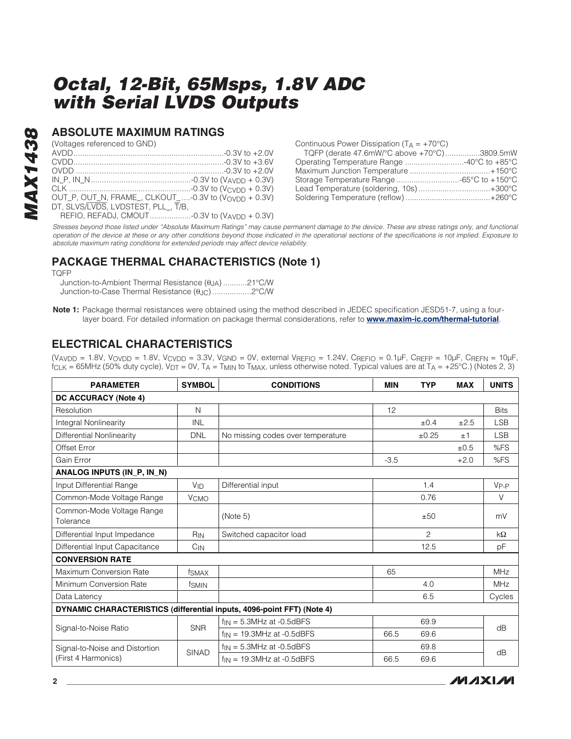# Octal, 12-Bit, 65Msps, 1.8V ADC with Serial LVDS Outputs

## ABSOLUTE MAXIMUM RATINGS

(Voltages referenced to GND)

AVDD ....................................................................-0.3V to +2.0V
CVDD....................................................................-0.3V to +3.6V
OVDD ...................................................................-0.3V to +2.0V
IN_P, IN_N .............................................-0.3V to ($V_{AVDD}$ + 0.3V)
CLK .......................................................-0.3V to ($V_{CVDD}$ + 0.3V)
OUT_P, OUT_N, FRAME_, CLKOUT_ ....-0.3V to ($V_{OVDD}$ + 0.3V)
DT, SLVS/$\overline{LVDS}$, LVDSTEST, PLL_, $\overline{T}$/B,
REFIO, REFADJ, CMOUT...................-0.3V to ($V_{AVDD}$ + 0.3V)

Continuous Power Dissipation ($T_A$ = +70°C)
TQFP (derate 47.6mW/°C above +70°C)................3809.5mW
Operating Temperature Range ...........................-40°C to +85°C
Maximum Junction Temperature .....................................+150°C
Storage Temperature Range .............................-65°C to +150°C
Lead Temperature (soldering, 10s) .................................+300°C
Soldering Temperature (reflow) .......................................+260°C

*Stresses beyond those listed under "Absolute Maximum Ratings" may cause permanent damage to the device. These are stress ratings only, and functional operation of the device at these or any other conditions beyond those indicated in the operational sections of the specifications is not implied. Exposure to absolute maximum rating conditions for extended periods may affect device reliability.*

## PACKAGE THERMAL CHARACTERISTICS (Note 1)

TQFP
Junction-to-Ambient Thermal Resistance ($\theta_{JA}$) ...........21°C/W
Junction-to-Case Thermal Resistance ($\theta_{JC}$) ..................2°C/W

**Note 1:** Package thermal resistances were obtained using the method described in JEDEC specification JESD51-7, using a four-layer board. For detailed information on package thermal considerations, refer to **www.maxim-ic.com/thermal-tutorial**.

## ELECTRICAL CHARACTERISTICS

($V_{AVDD}$ = 1.8V, $V_{OVDD}$ = 1.8V, $V_{CVDD}$ = 3.3V, $V_{GND}$ = 0V, external $V_{REFIO}$ = 1.24V, $C_{REFIO}$ = 0.1µF, $C_{REFP}$ = 10µF, $C_{REFN}$ = 10µF, $f_{CLK}$ = 65MHz (50% duty cycle), $V_{DT}$ = 0V, $T_A$ = $T_{MIN}$ to $T_{MAX}$, unless otherwise noted. Typical values are at $T_A$ = +25°C.) (Notes 2, 3)

| PARAMETER | SYMBOL | CONDITIONS | MIN | TYP | MAX | UNITS |
|---|---|---|---|---|---|---|
| **DC ACCURACY (Note 4)** | | | | | | |
| Resolution | N | | 12 | | | Bits |
| Integral Nonlinearity | INL | | | ±0.4 | ±2.5 | LSB |
| Differential Nonlinearity | DNL | No missing codes over temperature | | ±0.25 | ±1 | LSB |
| Offset Error | | | | | ±0.5 | %FS |
| Gain Error | | | -3.5 | | +2.0 | %FS |
| **ANALOG INPUTS (IN_P, IN_N)** | | | | | | |
| Input Differential Range | $V_{ID}$ | Differential input | | 1.4 | | $V_{P-P}$ |
| Common-Mode Voltage Range | $V_{CMO}$ | | | 0.76 | | V |
| Common-Mode Voltage Range Tolerance | | (Note 5) | | ±50 | | mV |
| Differential Input Impedance | $R_{IN}$ | Switched capacitor load | | 2 | | kΩ |
| Differential Input Capacitance | $C_{IN}$ | | | 12.5 | | pF |
| **CONVERSION RATE** | | | | | | |
| Maximum Conversion Rate | $f_{SMAX}$ | | 65 | | | MHz |
| Minimum Conversion Rate | $f_{SMIN}$ | | | 4.0 | | MHz |
| Data Latency | | | | 6.5 | | Cycles |
| **DYNAMIC CHARACTERISTICS (differential inputs, 4096-point FFT) (Note 4)** | | | | | | |
| Signal-to-Noise Ratio | SNR | $f_{IN}$ = 5.3MHz at -0.5dBFS | | 69.9 | | dB |
| | | $f_{IN}$ = 19.3MHz at -0.5dBFS | 66.5 | 69.6 | | |
| Signal-to-Noise and Distortion (First 4 Harmonics) | SINAD | $f_{IN}$ = 5.3MHz at -0.5dBFS | | 69.8 | | dB |
| | | $f_{IN}$ = 19.3MHz at -0.5dBFS | 66.5 | 69.6 | | |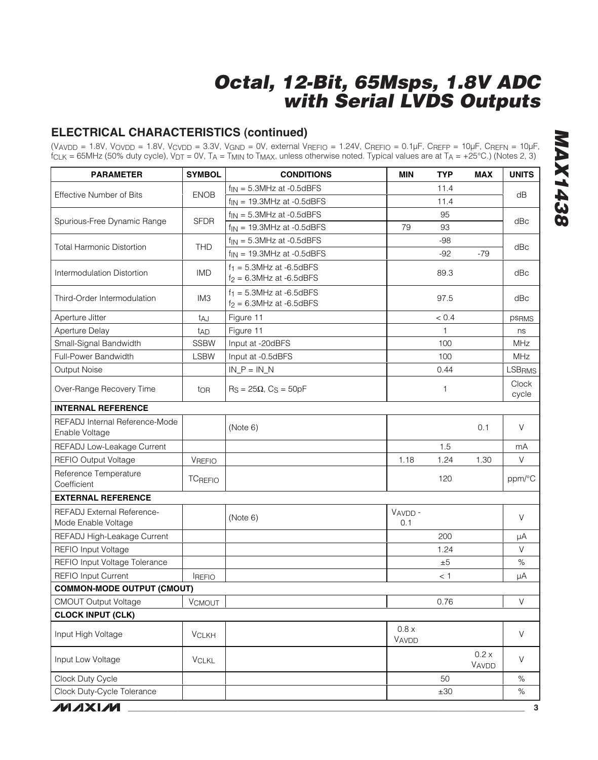## ELECTRICAL CHARACTERISTICS (continued)

($V_{AVDD}$ = 1.8V, $V_{OVDD}$ = 1.8V, $V_{CVDD}$ = 3.3V, $V_{GND}$ = 0V, external $V_{REFIO}$ = 1.24V, $C_{REFIO}$ = 0.1µF, $C_{REFP}$ = 10µF, $C_{REFN}$ = 10µF, $f_{CLK}$ = 65MHz (50% duty cycle), $V_{DT}$ = 0V, $T_A$ = $T_{MIN}$ to $T_{MAX}$, unless otherwise noted. Typical values are at $T_A$ = +25°C.) (Notes 2, 3)

| PARAMETER | SYMBOL | CONDITIONS | MIN | TYP | MAX | UNITS |
|---|---|---|---|---|---|---|
| Effective Number of Bits | ENOB | $f_{IN}$ = 5.3MHz at -0.5dBFS | | 11.4 | | dB |
| | | $f_{IN}$ = 19.3MHz at -0.5dBFS | | 11.4 | | |
| Spurious-Free Dynamic Range | SFDR | $f_{IN}$ = 5.3MHz at -0.5dBFS | | 95 | | dBc |
| | | $f_{IN}$ = 19.3MHz at -0.5dBFS | 79 | 93 | | |
| Total Harmonic Distortion | THD | $f_{IN}$ = 5.3MHz at -0.5dBFS | | -98 | | dBc |
| | | $f_{IN}$ = 19.3MHz at -0.5dBFS | | -92 | -79 | |
| Intermodulation Distortion | IMD | $f_1$ = 5.3MHz at -6.5dBFS<br>$f_2$ = 6.3MHz at -6.5dBFS | | 89.3 | | dBc |
| Third-Order Intermodulation | IM3 | $f_1$ = 5.3MHz at -6.5dBFS<br>$f_2$ = 6.3MHz at -6.5dBFS | | 97.5 | | dBc |
| Aperture Jitter | $t_{AJ}$ | Figure 11 | | < 0.4 | | $ps_{RMS}$ |
| Aperture Delay | $t_{AD}$ | Figure 11 | | 1 | | ns |
| Small-Signal Bandwidth | SSBW | Input at -20dBFS | | 100 | | MHz |
| Full-Power Bandwidth | LSBW | Input at -0.5dBFS | | 100 | | MHz |
| Output Noise | | IN_P = IN_N | | 0.44 | | $LSB_{RMS}$ |
| Over-Range Recovery Time | $t_{OR}$ | $R_S$ = 25Ω, $C_S$ = 50pF | | 1 | | Clock cycle |
| **INTERNAL REFERENCE** | | | | | | |
| REFADJ Internal Reference-Mode Enable Voltage | | (Note 6) | | | 0.1 | V |
| REFADJ Low-Leakage Current | | | | 1.5 | | mA |
| REFIO Output Voltage | $V_{REFIO}$ | | 1.18 | 1.24 | 1.30 | V |
| Reference Temperature Coefficient | $TC_{REFIO}$ | | | 120 | | ppm/°C |
| **EXTERNAL REFERENCE** | | | | | | |
| REFADJ External Reference-Mode Enable Voltage | | (Note 6) | $V_{AVDD}$ - 0.1 | | | V |
| REFADJ High-Leakage Current | | | | 200 | | µA |
| REFIO Input Voltage | | | | 1.24 | | V |
| REFIO Input Voltage Tolerance | | | | ±5 | | % |
| REFIO Input Current | $I_{REFIO}$ | | | < 1 | | µA |
| **COMMON-MODE OUTPUT (CMOUT)** | | | | | | |
| CMOUT Output Voltage | $V_{CMOUT}$ | | | 0.76 | | V |
| **CLOCK INPUT (CLK)** | | | | | | |
| Input High Voltage | $V_{CLKH}$ | | 0.8 x $V_{AVDD}$ | | | V |
| Input Low Voltage | $V_{CLKL}$ | | | | 0.2 x $V_{AVDD}$ | V |
| Clock Duty Cycle | | | | 50 | | % |
| Clock Duty-Cycle Tolerance | | | | ±30 | | % |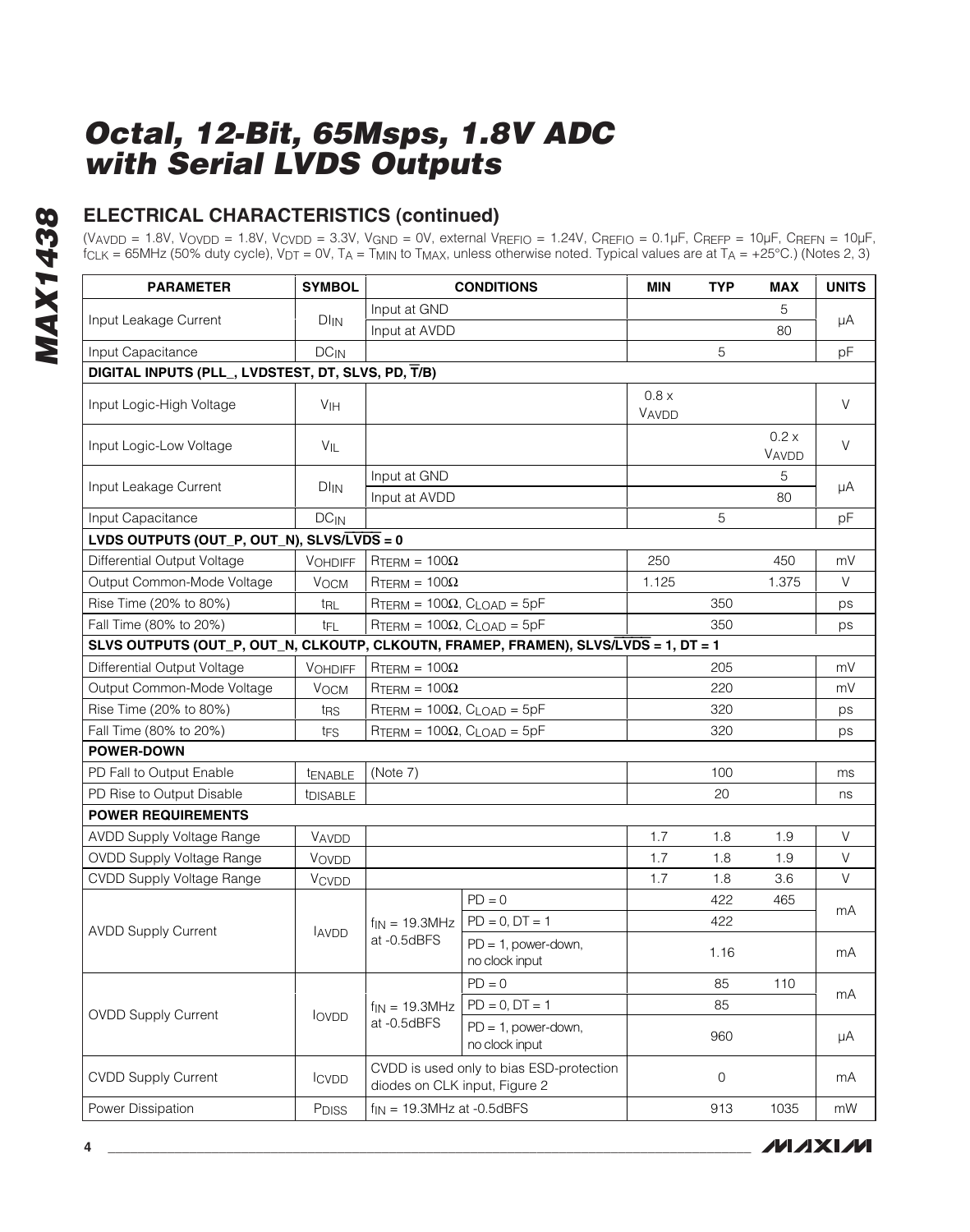## ELECTRICAL CHARACTERISTICS (continued)

($V_{AVDD}$ = 1.8V, $V_{OVDD}$ = 1.8V, $V_{CVDD}$ = 3.3V, $V_{GND}$ = 0V, external $V_{REFIO}$ = 1.24V, $C_{REFIO}$ = 0.1µF, $C_{REFP}$ = 10µF, $C_{REFN}$ = 10µF, $f_{CLK}$ = 65MHz (50% duty cycle), $V_{DT}$ = 0V, $T_A$ = $T_{MIN}$ to $T_{MAX}$, unless otherwise noted. Typical values are at $T_A$ = +25°C.) (Notes 2, 3)

| PARAMETER | SYMBOL | CONDITIONS | | MIN | TYP | MAX | UNITS |
|---|---|---|---|---|---|---|---|
| Input Leakage Current | $DI_{IN}$ | Input at GND | | | | 5 | µA |
| | | Input at AVDD | | | | 80 | |
| Input Capacitance | $DC_{IN}$ | | | | 5 | | pF |
| **DIGITAL INPUTS (PLL_, LVDSTEST, DT, SLVS, PD, $\overline{T}$/B)** | | | | | | | |
| Input Logic-High Voltage | $V_{IH}$ | | | 0.8 x $V_{AVDD}$ | | | V |
| Input Logic-Low Voltage | $V_{IL}$ | | | | | 0.2 x $V_{AVDD}$ | V |
| Input Leakage Current | $DI_{IN}$ | Input at GND | | | | 5 | µA |
| | | Input at AVDD | | | | 80 | |
| Input Capacitance | $DC_{IN}$ | | | | 5 | | pF |
| **LVDS OUTPUTS (OUT_P, OUT_N), SLVS/$\overline{LVDS}$ = 0** | | | | | | | |
| Differential Output Voltage | $V_{OHDIFF}$ | $R_{TERM}$ = 100Ω | | 250 | | 450 | mV |
| Output Common-Mode Voltage | $V_{OCM}$ | $R_{TERM}$ = 100Ω | | 1.125 | | 1.375 | V |
| Rise Time (20% to 80%) | $t_{RL}$ | $R_{TERM}$ = 100Ω, $C_{LOAD}$ = 5pF | | | 350 | | ps |
| Fall Time (80% to 20%) | $t_{FL}$ | $R_{TERM}$ = 100Ω, $C_{LOAD}$ = 5pF | | | 350 | | ps |
| **SLVS OUTPUTS (OUT_P, OUT_N, CLKOUTP, CLKOUTN, FRAMEP, FRAMEN), SLVS/$\overline{LVDS}$ = 1, DT = 1** | | | | | | | |
| Differential Output Voltage | $V_{OHDIFF}$ | $R_{TERM}$ = 100Ω | | | 205 | | mV |
| Output Common-Mode Voltage | $V_{OCM}$ | $R_{TERM}$ = 100Ω | | | 220 | | mV |
| Rise Time (20% to 80%) | $t_{RS}$ | $R_{TERM}$ = 100Ω, $C_{LOAD}$ = 5pF | | | 320 | | ps |
| Fall Time (80% to 20%) | $t_{FS}$ | $R_{TERM}$ = 100Ω, $C_{LOAD}$ = 5pF | | | 320 | | ps |
| **POWER-DOWN** | | | | | | | |
| PD Fall to Output Enable | $t_{ENABLE}$ | (Note 7) | | | 100 | | ms |
| PD Rise to Output Disable | $t_{DISABLE}$ | | | | 20 | | ns |
| **POWER REQUIREMENTS** | | | | | | | |
| AVDD Supply Voltage Range | $V_{AVDD}$ | | | 1.7 | 1.8 | 1.9 | V |
| OVDD Supply Voltage Range | $V_{OVDD}$ | | | 1.7 | 1.8 | 1.9 | V |
| CVDD Supply Voltage Range | $V_{CVDD}$ | | | 1.7 | 1.8 | 3.6 | V |
| AVDD Supply Current | $I_{AVDD}$ | $f_{IN}$ = 19.3MHz at -0.5dBFS | PD = 0 | | 422 | 465 | mA |
| | | | PD = 0, DT = 1 | | 422 | | |
| | | | PD = 1, power-down, no clock input | | 1.16 | | mA |
| OVDD Supply Current | $I_{OVDD}$ | $f_{IN}$ = 19.3MHz at -0.5dBFS | PD = 0 | | 85 | 110 | mA |
| | | | PD = 0, DT = 1 | | 85 | | |
| | | | PD = 1, power-down, no clock input | | 960 | | µA |
| CVDD Supply Current | $I_{CVDD}$ | CVDD is used only to bias ESD-protection diodes on CLK input, Figure 2 | | | 0 | | mA |
| Power Dissipation | $P_{DISS}$ | $f_{IN}$ = 19.3MHz at -0.5dBFS | | | 913 | 1035 | mW |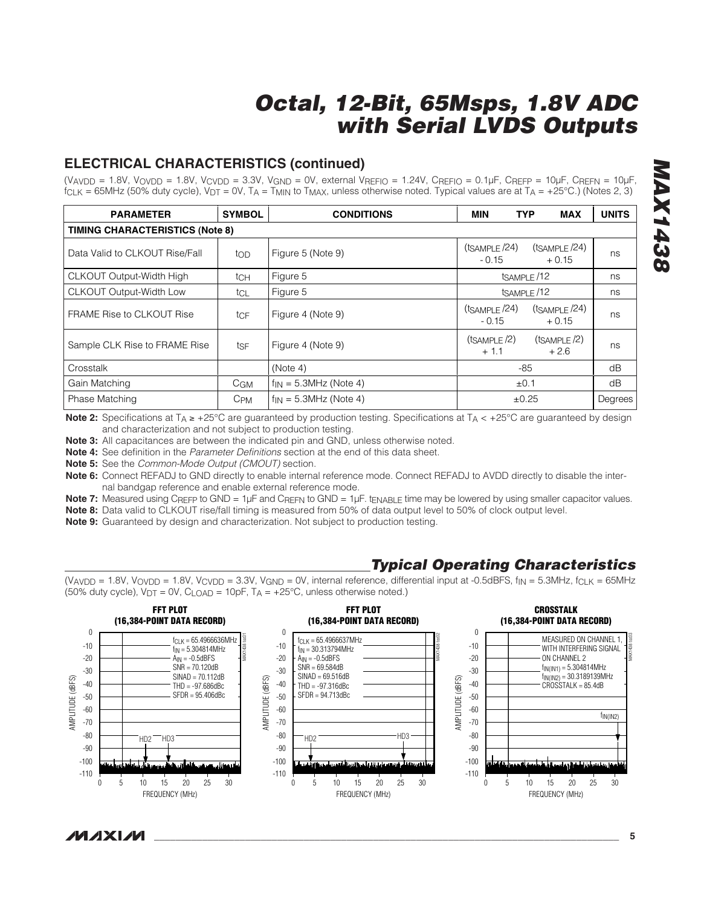## ELECTRICAL CHARACTERISTICS (continued)

($V_{AVDD}$ = 1.8V, $V_{OVDD}$ = 1.8V, $V_{CVDD}$ = 3.3V, $V_{GND}$ = 0V, external $V_{REFIO}$ = 1.24V, $C_{REFIO}$ = 0.1µF, $C_{REFP}$ = 10µF, $C_{REFN}$ = 10µF, $f_{CLK}$ = 65MHz (50% duty cycle), $V_{DT}$ = 0V, $T_A$ = $T_{MIN}$ to $T_{MAX}$, unless otherwise noted. Typical values are at $T_A$ = +25°C.) (Notes 2, 3)

| PARAMETER | SYMBOL | CONDITIONS | MIN | TYP | MAX | UNITS |
|---|---|---|---|---|---|---|
| **TIMING CHARACTERISTICS (Note 8)** | | | | | | |
| Data Valid to CLKOUT Rise/Fall | $t_{OD}$ | Figure 5 (Note 9) | ($t_{SAMPLE}$/24) - 0.15 | | ($t_{SAMPLE}$/24) + 0.15 | ns |
| CLKOUT Output-Width High | $t_{CH}$ | Figure 5 | | $t_{SAMPLE}$/12 | | ns |
| CLKOUT Output-Width Low | $t_{CL}$ | Figure 5 | | $t_{SAMPLE}$/12 | | ns |
| FRAME Rise to CLKOUT Rise | $t_{CF}$ | Figure 4 (Note 9) | ($t_{SAMPLE}$/24) - 0.15 | | ($t_{SAMPLE}$/24) + 0.15 | ns |
| Sample CLK Rise to FRAME Rise | $t_{SF}$ | Figure 4 (Note 9) | ($t_{SAMPLE}$/2) + 1.1 | | ($t_{SAMPLE}$/2) + 2.6 | ns |
| Crosstalk | | (Note 4) | | -85 | | dB |
| Gain Matching | $C_{GM}$ | $f_{IN}$ = 5.3MHz (Note 4) | | ±0.1 | | dB |
| Phase Matching | $C_{PM}$ | $f_{IN}$ = 5.3MHz (Note 4) | | ±0.25 | | Degrees |

**Note 2:** Specifications at $T_A$ ≥ +25°C are guaranteed by production testing. Specifications at $T_A$ < +25°C are guaranteed by design and characterization and not subject to production testing.

**Note 3:** All capacitances are between the indicated pin and GND, unless otherwise noted.

**Note 4:** See definition in the *Parameter Definitions* section at the end of this data sheet.

**Note 5:** See the *Common-Mode Output (CMOUT)* section.

**Note 6:** Connect REFADJ to GND directly to enable internal reference mode. Connect REFADJ to AVDD directly to disable the internal bandgap reference and enable external reference mode.

**Note 7:** Measured using $C_{REFP}$ to GND = 1µF and $C_{REFN}$ to GND = 1µF. $t_{ENABLE}$ time may be lowered by using smaller capacitor values.

**Note 8:** Data valid to CLKOUT rise/fall timing is measured from 50% of data output level to 50% of clock output level.

**Note 9:** Guaranteed by design and characterization. Not subject to production testing.

## Typical Operating Characteristics

($V_{AVDD}$ = 1.8V, $V_{OVDD}$ = 1.8V, $V_{CVDD}$ = 3.3V, $V_{GND}$ = 0V, internal reference, differential input at -0.5dBFS, $f_{IN}$ = 5.3MHz, $f_{CLK}$ = 65MHz (50% duty cycle), $V_{DT}$ = 0V, $C_{LOAD}$ = 10pF, $T_A$ = +25°C, unless otherwise noted.)

**FFT PLOT (16,384-POINT DATA RECORD)**

$f_{CLK}$ = 65.4966636MHz, $f_{IN}$ = 5.304814MHz, $A_{IN}$ = -0.5dBFS, SNR = 70.120dB, SINAD = 70.112dB, THD = -97.686dBc, SFDR = 95.406dBc

**FFT PLOT (16,384-POINT DATA RECORD)**

$f_{CLK}$ = 65.4966637MHz, $f_{IN}$ = 30.313794MHz, $A_{IN}$ = -0.5dBFS, SNR = 69.584dB, SINAD = 69.516dB, THD = -97.316dBc, SFDR = 94.713dBc

**CROSSTALK (16,384-POINT DATA RECORD)**

MEASURED ON CHANNEL 1, WITH INTERFERING SIGNAL ON CHANNEL 2, $f_{IN(IN1)}$ = 5.304814MHz, $f_{IN(IN2)}$ = 30.3189139MHz, CROSSTALK = 85.4dB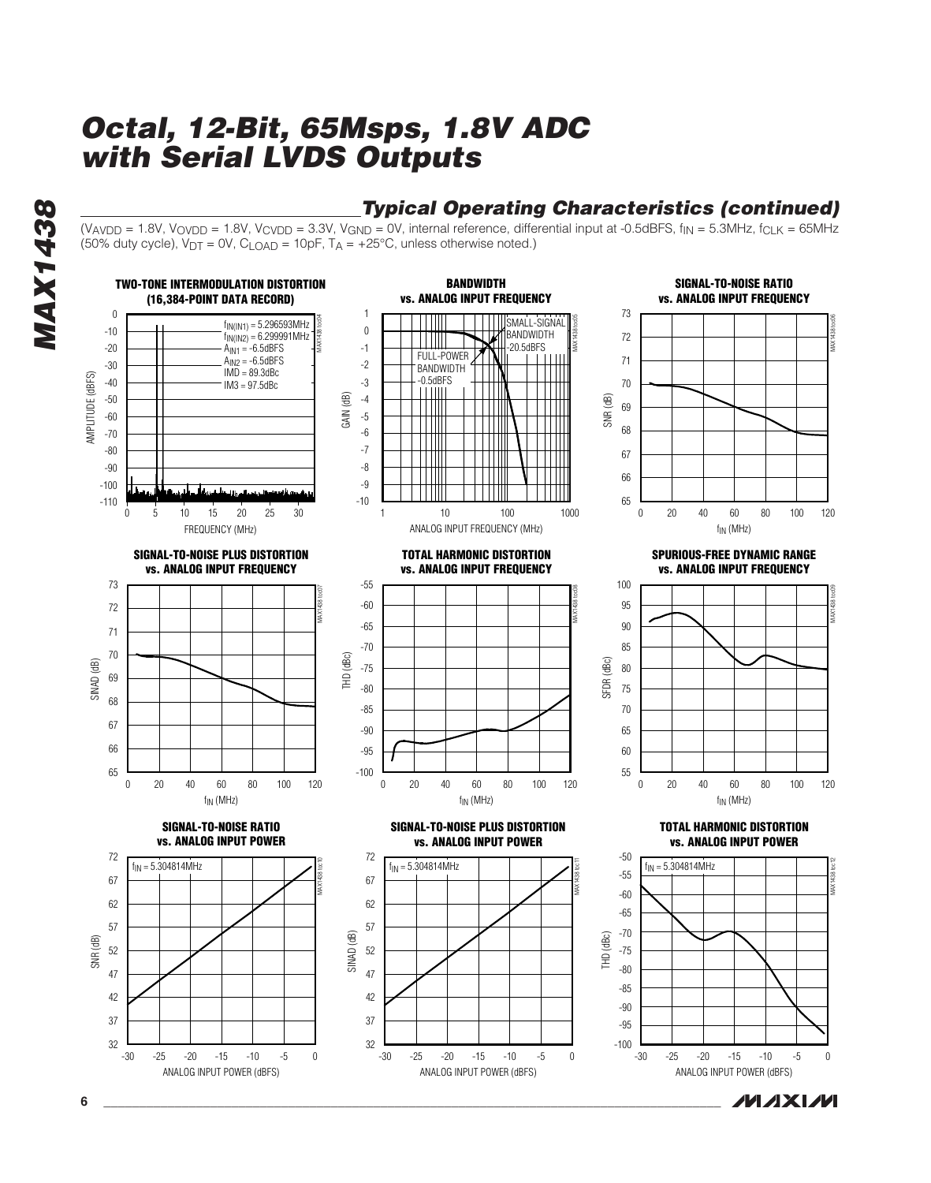## Typical Operating Characteristics (continued)

($V_{AVDD}$ = 1.8V, $V_{OVDD}$ = 1.8V, $V_{CVDD}$ = 3.3V, $V_{GND}$ = 0V, internal reference, differential input at -0.5dBFS, $f_{IN}$ = 5.3MHz, $f_{CLK}$ = 65MHz (50% duty cycle), $V_{DT}$ = 0V, $C_{LOAD}$ = 10pF, $T_A$ = +25°C, unless otherwise noted.)

**TWO-TONE INTERMODULATION DISTORTION (16,384-POINT DATA RECORD)**

$f_{IN(IN1)}$ = 5.296593MHz
$f_{IN(IN2)}$ = 6.299991MHz
$A_{IN1}$ = -6.5dBFS
$A_{IN2}$ = -6.5dBFS
IMD = 89.3dBc
IM3 = 97.5dBc

AMPLITUDE (dBFS) vs. FREQUENCY (MHz)

**BANDWIDTH vs. ANALOG INPUT FREQUENCY**

SMALL-SIGNAL BANDWIDTH -20.5dBFS
FULL-POWER BANDWIDTH -0.5dBFS

GAIN (dB) vs. ANALOG INPUT FREQUENCY (MHz)

**SIGNAL-TO-NOISE RATIO vs. ANALOG INPUT FREQUENCY**

SNR (dB) vs. $f_{IN}$ (MHz)

**SIGNAL-TO-NOISE PLUS DISTORTION vs. ANALOG INPUT FREQUENCY**

SINAD (dB) vs. $f_{IN}$ (MHz)

**TOTAL HARMONIC DISTORTION vs. ANALOG INPUT FREQUENCY**

THD (dBc) vs. $f_{IN}$ (MHz)

**SPURIOUS-FREE DYNAMIC RANGE vs. ANALOG INPUT FREQUENCY**

SFDR (dBc) vs. $f_{IN}$ (MHz)

**SIGNAL-TO-NOISE RATIO vs. ANALOG INPUT POWER**

$f_{IN}$ = 5.304814MHz

SNR (dB) vs. ANALOG INPUT POWER (dBFS)

**SIGNAL-TO-NOISE PLUS DISTORTION vs. ANALOG INPUT POWER**

$f_{IN}$ = 5.304814MHz

SINAD (dB) vs. ANALOG INPUT POWER (dBFS)

**TOTAL HARMONIC DISTORTION vs. ANALOG INPUT POWER**

$f_{IN}$ = 5.304814MHz

THD (dBc) vs. ANALOG INPUT POWER (dBFS)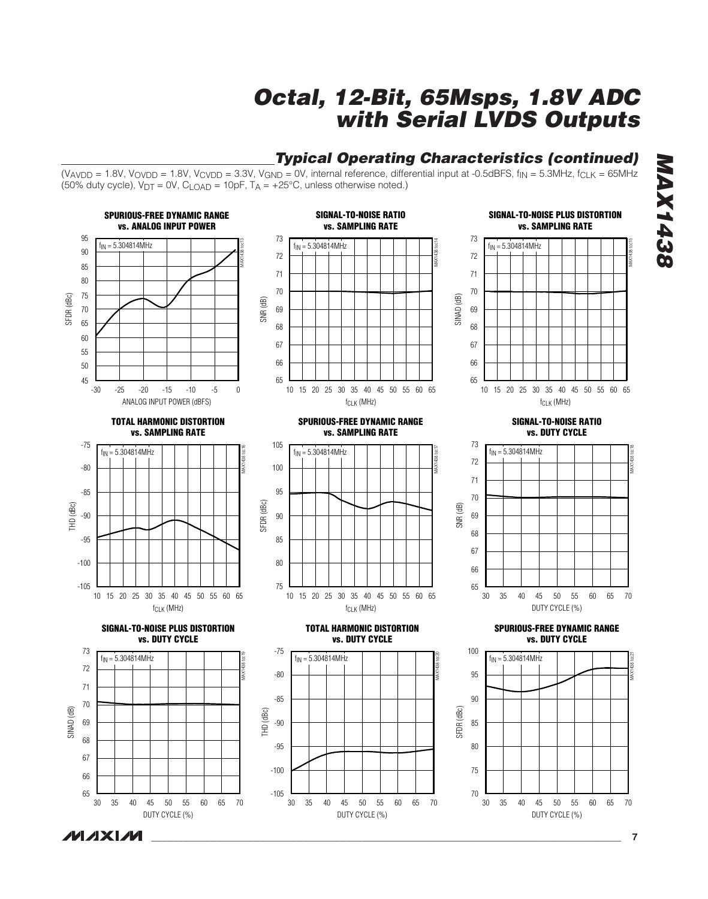## Typical Operating Characteristics (continued)

($V_{AVDD}$ = 1.8V, $V_{OVDD}$ = 1.8V, $V_{CVDD}$ = 3.3V, $V_{GND}$ = 0V, internal reference, differential input at -0.5dBFS, $f_{IN}$ = 5.3MHz, $f_{CLK}$ = 65MHz (50% duty cycle), $V_{DT}$ = 0V, $C_{LOAD}$ = 10pF, $T_A$ = +25°C, unless otherwise noted.)

**SPURIOUS-FREE DYNAMIC RANGE vs. ANALOG INPUT POWER**

$f_{IN}$ = 5.304814MHz

SFDR (dBc) vs. ANALOG INPUT POWER (dBFS)

MAX1438 toc13

**SIGNAL-TO-NOISE RATIO vs. SAMPLING RATE**

$f_{IN}$ = 5.304814MHz

SNR (dB) vs. $f_{CLK}$ (MHz)

MAX1438 toc14

**SIGNAL-TO-NOISE PLUS DISTORTION vs. SAMPLING RATE**

$f_{IN}$ = 5.304814MHz

SINAD (dB) vs. $f_{CLK}$ (MHz)

MAX1438 toc15

**TOTAL HARMONIC DISTORTION vs. SAMPLING RATE**

$f_{IN}$ = 5.304814MHz

THD (dBc) vs. $f_{CLK}$ (MHz)

MAX1438 toc16

**SPURIOUS-FREE DYNAMIC RANGE vs. SAMPLING RATE**

$f_{IN}$ = 5.304814MHz

SFDR (dBc) vs. $f_{CLK}$ (MHz)

MAX1438 toc17

**SIGNAL-TO-NOISE RATIO vs. DUTY CYCLE**

$f_{IN}$ = 5.304814MHz

SNR (dB) vs. DUTY CYCLE (%)

MAX1438 toc18

**SIGNAL-TO-NOISE PLUS DISTORTION vs. DUTY CYCLE**

$f_{IN}$ = 5.304814MHz

SINAD (dB) vs. DUTY CYCLE (%)

MAX1438 toc19

**TOTAL HARMONIC DISTORTION vs. DUTY CYCLE**

$f_{IN}$ = 5.304814MHz

THD (dBc) vs. DUTY CYCLE (%)

MAX1438 toc20

**SPURIOUS-FREE DYNAMIC RANGE vs. DUTY CYCLE**

$f_{IN}$ = 5.304814MHz

SFDR (dBc) vs. DUTY CYCLE (%)

MAX1438 toc21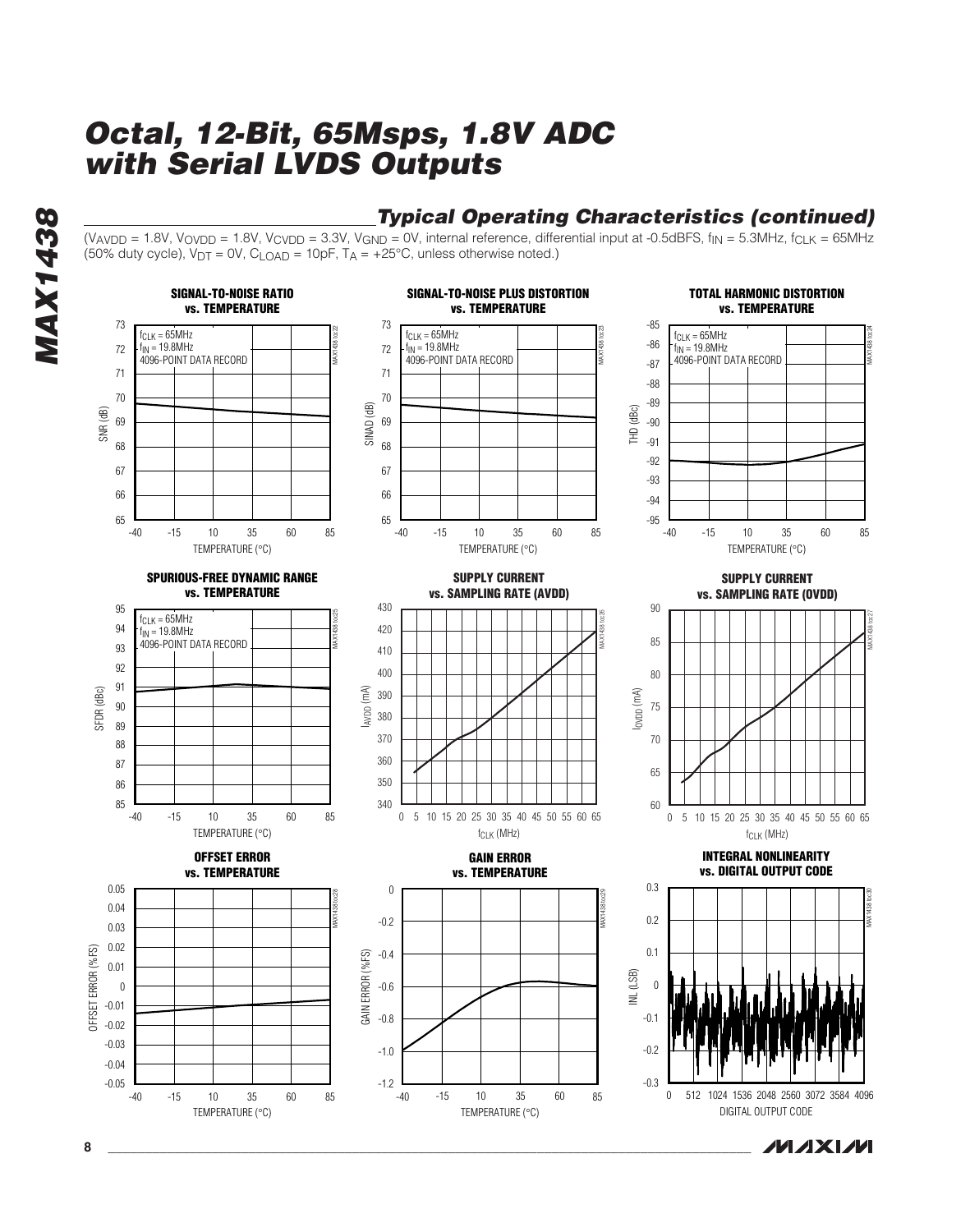## Typical Operating Characteristics (continued)

($V_{AVDD}$ = 1.8V, $V_{OVDD}$ = 1.8V, $V_{CVDD}$ = 3.3V, $V_{GND}$ = 0V, internal reference, differential input at -0.5dBFS, $f_{IN}$ = 5.3MHz, $f_{CLK}$ = 65MHz (50% duty cycle), $V_{DT}$ = 0V, $C_{LOAD}$ = 10pF, $T_A$ = +25°C, unless otherwise noted.)

**SIGNAL-TO-NOISE RATIO vs. TEMPERATURE**

$f_{CLK}$ = 65MHz
$f_{IN}$ = 19.8MHz
4096-POINT DATA RECORD

SNR (dB) vs. TEMPERATURE (°C)

**SIGNAL-TO-NOISE PLUS DISTORTION vs. TEMPERATURE**

$f_{CLK}$ = 65MHz
$f_{IN}$ = 19.8MHz
4096-POINT DATA RECORD

SINAD (dB) vs. TEMPERATURE (°C)

**TOTAL HARMONIC DISTORTION vs. TEMPERATURE**

$f_{CLK}$ = 65MHz
$f_{IN}$ = 19.8MHz
4096-POINT DATA RECORD

THD (dBc) vs. TEMPERATURE (°C)

**SPURIOUS-FREE DYNAMIC RANGE vs. TEMPERATURE**

$f_{CLK}$ = 65MHz
$f_{IN}$ = 19.8MHz
4096-POINT DATA RECORD

SFDR (dBc) vs. TEMPERATURE (°C)

**SUPPLY CURRENT vs. SAMPLING RATE (AVDD)**

$I_{AVDD}$ (mA) vs. $f_{CLK}$ (MHz)

**SUPPLY CURRENT vs. SAMPLING RATE (OVDD)**

$I_{OVDD}$ (mA) vs. $f_{CLK}$ (MHz)

**OFFSET ERROR vs. TEMPERATURE**

OFFSET ERROR (%FS) vs. TEMPERATURE (°C)

**GAIN ERROR vs. TEMPERATURE**

GAIN ERROR (%FS) vs. TEMPERATURE (°C)

**INTEGRAL NONLINEARITY vs. DIGITAL OUTPUT CODE**

INL (LSB) vs. DIGITAL OUTPUT CODE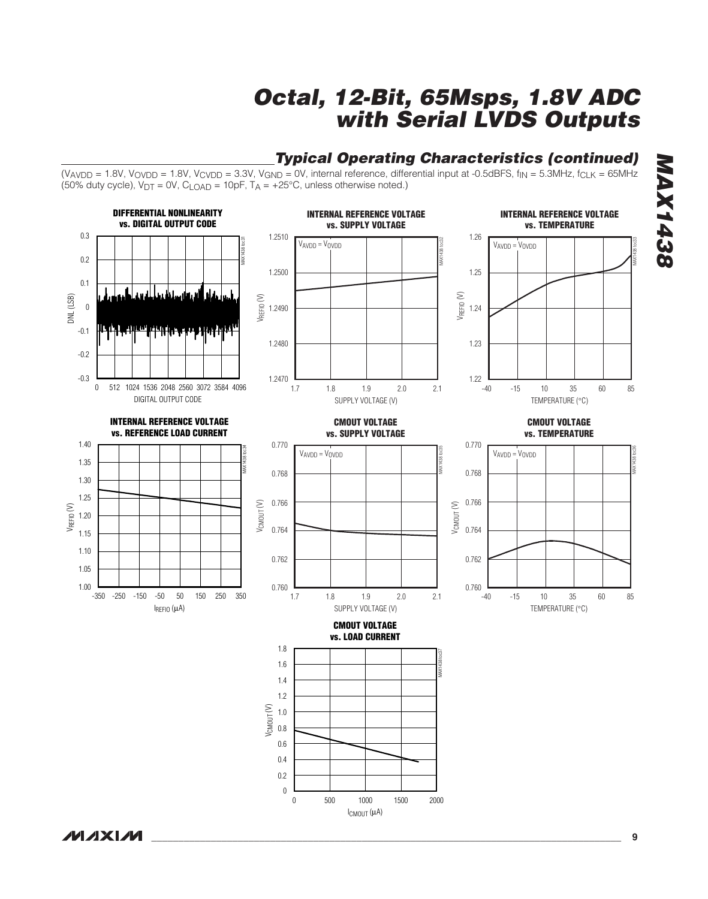# Octal, 12-Bit, 65Msps, 1.8V ADC with Serial LVDS Outputs

## Typical Operating Characteristics (continued)

($V_{AVDD}$ = 1.8V, $V_{OVDD}$ = 1.8V, $V_{CVDD}$ = 3.3V, $V_{GND}$ = 0V, internal reference, differential input at -0.5dBFS, $f_{IN}$ = 5.3MHz, $f_{CLK}$ = 65MHz (50% duty cycle), $V_{DT}$ = 0V, $C_{LOAD}$ = 10pF, $T_A$ = +25°C, unless otherwise noted.)

**DIFFERENTIAL NONLINEARITY vs. DIGITAL OUTPUT CODE**

**INTERNAL REFERENCE VOLTAGE vs. SUPPLY VOLTAGE**

**INTERNAL REFERENCE VOLTAGE vs. TEMPERATURE**

**INTERNAL REFERENCE VOLTAGE vs. REFERENCE LOAD CURRENT**

**CMOUT VOLTAGE vs. SUPPLY VOLTAGE**

**CMOUT VOLTAGE vs. TEMPERATURE**

**CMOUT VOLTAGE vs. LOAD CURRENT**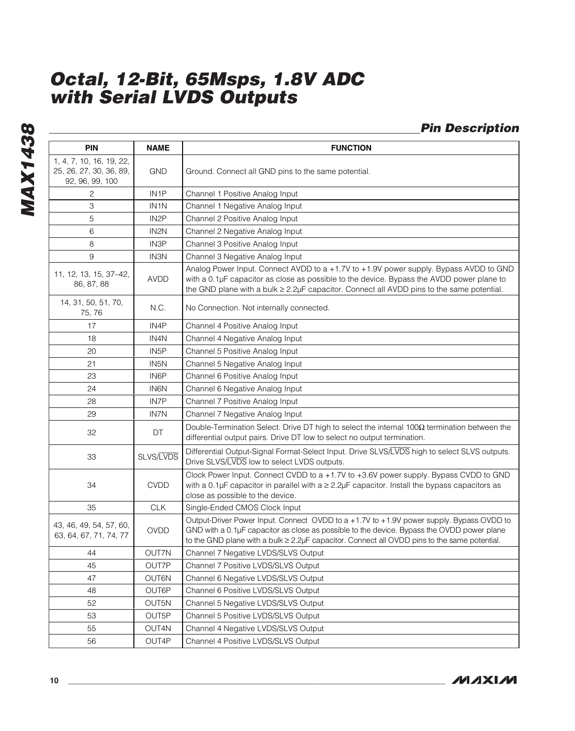## Pin Description

| PIN | NAME | FUNCTION |
|---|---|---|
| 1, 4, 7, 10, 16, 19, 22, 25, 26, 27, 30, 36, 89, 92, 96, 99, 100 | GND | Ground. Connect all GND pins to the same potential. |
| 2 | IN1P | Channel 1 Positive Analog Input |
| 3 | IN1N | Channel 1 Negative Analog Input |
| 5 | IN2P | Channel 2 Positive Analog Input |
| 6 | IN2N | Channel 2 Negative Analog Input |
| 8 | IN3P | Channel 3 Positive Analog Input |
| 9 | IN3N | Channel 3 Negative Analog Input |
| 11, 12, 13, 15, 37–42, 86, 87, 88 | AVDD | Analog Power Input. Connect AVDD to a +1.7V to +1.9V power supply. Bypass AVDD to GND with a 0.1µF capacitor as close as possible to the device. Bypass the AVDD power plane to the GND plane with a bulk ≥ 2.2µF capacitor. Connect all AVDD pins to the same potential. |
| 14, 31, 50, 51, 70, 75, 76 | N.C. | No Connection. Not internally connected. |
| 17 | IN4P | Channel 4 Positive Analog Input |
| 18 | IN4N | Channel 4 Negative Analog Input |
| 20 | IN5P | Channel 5 Positive Analog Input |
| 21 | IN5N | Channel 5 Negative Analog Input |
| 23 | IN6P | Channel 6 Positive Analog Input |
| 24 | IN6N | Channel 6 Negative Analog Input |
| 28 | IN7P | Channel 7 Positive Analog Input |
| 29 | IN7N | Channel 7 Negative Analog Input |
| 32 | DT | Double-Termination Select. Drive DT high to select the internal 100Ω termination between the differential output pairs. Drive DT low to select no output termination. |
| 33 | SLVS/$\overline{\text{LVDS}}$ | Differential Output-Signal Format-Select Input. Drive SLVS/$\overline{\text{LVDS}}$ high to select SLVS outputs. Drive SLVS/$\overline{\text{LVDS}}$ low to select LVDS outputs. |
| 34 | CVDD | Clock Power Input. Connect CVDD to a +1.7V to +3.6V power supply. Bypass CVDD to GND with a 0.1µF capacitor in parallel with a ≥ 2.2µF capacitor. Install the bypass capacitors as close as possible to the device. |
| 35 | CLK | Single-Ended CMOS Clock Input |
| 43, 46, 49, 54, 57, 60, 63, 64, 67, 71, 74, 77 | OVDD | Output-Driver Power Input. Connect OVDD to a +1.7V to +1.9V power supply. Bypass OVDD to GND with a 0.1µF capacitor as close as possible to the device. Bypass the OVDD power plane to the GND plane with a bulk ≥ 2.2µF capacitor. Connect all OVDD pins to the same potential. |
| 44 | OUT7N | Channel 7 Negative LVDS/SLVS Output |
| 45 | OUT7P | Channel 7 Positive LVDS/SLVS Output |
| 47 | OUT6N | Channel 6 Negative LVDS/SLVS Output |
| 48 | OUT6P | Channel 6 Positive LVDS/SLVS Output |
| 52 | OUT5N | Channel 5 Negative LVDS/SLVS Output |
| 53 | OUT5P | Channel 5 Positive LVDS/SLVS Output |
| 55 | OUT4N | Channel 4 Negative LVDS/SLVS Output |
| 56 | OUT4P | Channel 4 Positive LVDS/SLVS Output |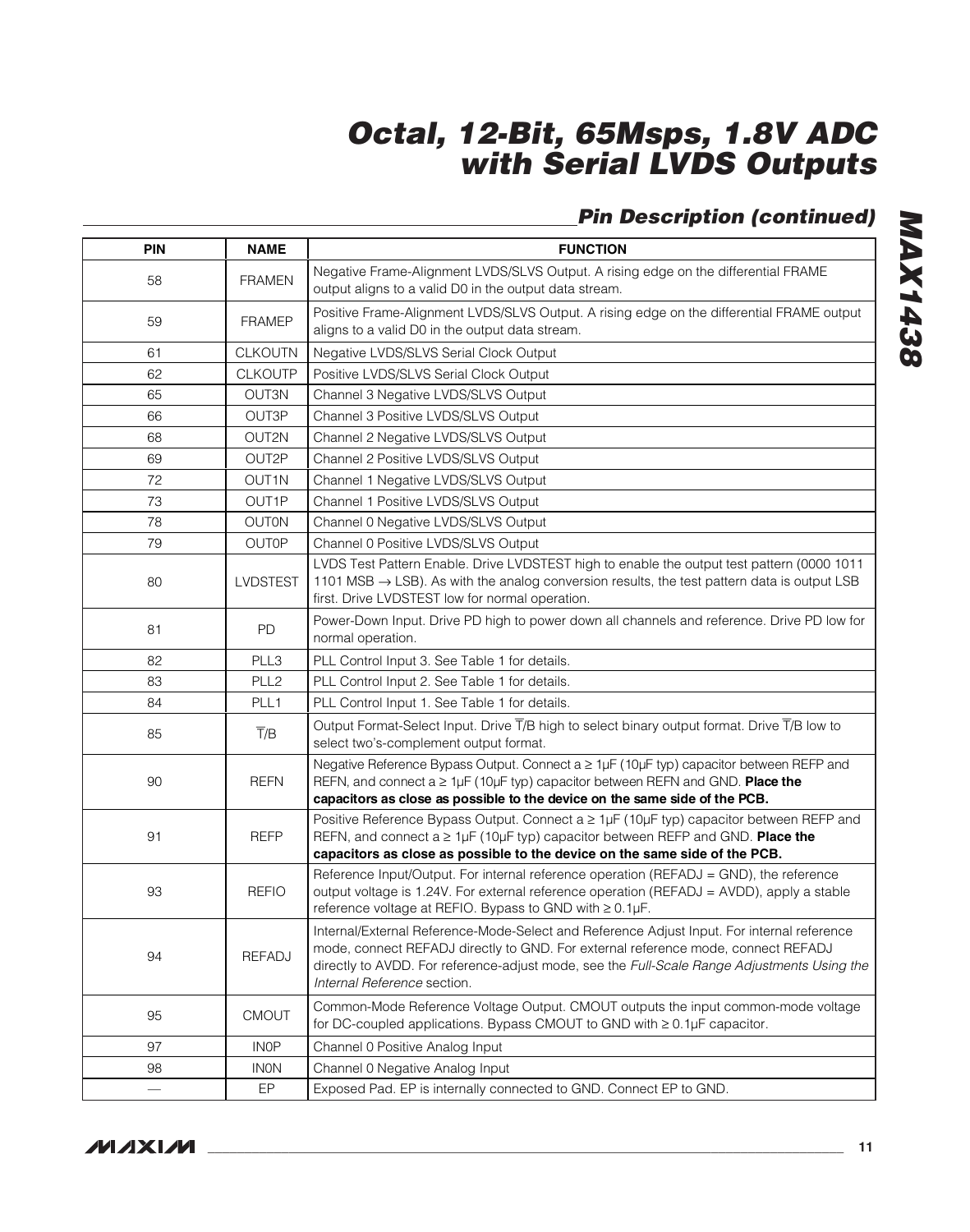## Pin Description (continued)

| PIN | NAME | FUNCTION |
|---|---|---|
| 58 | FRAMEN | Negative Frame-Alignment LVDS/SLVS Output. A rising edge on the differential FRAME output aligns to a valid D0 in the output data stream. |
| 59 | FRAMEP | Positive Frame-Alignment LVDS/SLVS Output. A rising edge on the differential FRAME output aligns to a valid D0 in the output data stream. |
| 61 | CLKOUTN | Negative LVDS/SLVS Serial Clock Output |
| 62 | CLKOUTP | Positive LVDS/SLVS Serial Clock Output |
| 65 | OUT3N | Channel 3 Negative LVDS/SLVS Output |
| 66 | OUT3P | Channel 3 Positive LVDS/SLVS Output |
| 68 | OUT2N | Channel 2 Negative LVDS/SLVS Output |
| 69 | OUT2P | Channel 2 Positive LVDS/SLVS Output |
| 72 | OUT1N | Channel 1 Negative LVDS/SLVS Output |
| 73 | OUT1P | Channel 1 Positive LVDS/SLVS Output |
| 78 | OUT0N | Channel 0 Negative LVDS/SLVS Output |
| 79 | OUT0P | Channel 0 Positive LVDS/SLVS Output |
| 80 | LVDSTEST | LVDS Test Pattern Enable. Drive LVDSTEST high to enable the output test pattern (0000 1011 1101 MSB → LSB). As with the analog conversion results, the test pattern data is output LSB first. Drive LVDSTEST low for normal operation. |
| 81 | PD | Power-Down Input. Drive PD high to power down all channels and reference. Drive PD low for normal operation. |
| 82 | PLL3 | PLL Control Input 3. See Table 1 for details. |
| 83 | PLL2 | PLL Control Input 2. See Table 1 for details. |
| 84 | PLL1 | PLL Control Input 1. See Table 1 for details. |
| 85 | $\overline{T}$/B | Output Format-Select Input. Drive $\overline{T}$/B high to select binary output format. Drive $\overline{T}$/B low to select two's-complement output format. |
| 90 | REFN | Negative Reference Bypass Output. Connect a ≥ 1µF (10µF typ) capacitor between REFP and REFN, and connect a ≥ 1µF (10µF typ) capacitor between REFN and GND. **Place the capacitors as close as possible to the device on the same side of the PCB.** |
| 91 | REFP | Positive Reference Bypass Output. Connect a ≥ 1µF (10µF typ) capacitor between REFP and REFN, and connect a ≥ 1µF (10µF typ) capacitor between REFP and GND. **Place the capacitors as close as possible to the device on the same side of the PCB.** |
| 93 | REFIO | Reference Input/Output. For internal reference operation (REFADJ = GND), the reference output voltage is 1.24V. For external reference operation (REFADJ = AVDD), apply a stable reference voltage at REFIO. Bypass to GND with ≥ 0.1µF. |
| 94 | REFADJ | Internal/External Reference-Mode-Select and Reference Adjust Input. For internal reference mode, connect REFADJ directly to GND. For external reference mode, connect REFADJ directly to AVDD. For reference-adjust mode, see the *Full-Scale Range Adjustments Using the Internal Reference* section. |
| 95 | CMOUT | Common-Mode Reference Voltage Output. CMOUT outputs the input common-mode voltage for DC-coupled applications. Bypass CMOUT to GND with ≥ 0.1µF capacitor. |
| 97 | IN0P | Channel 0 Positive Analog Input |
| 98 | IN0N | Channel 0 Negative Analog Input |
| — | EP | Exposed Pad. EP is internally connected to GND. Connect EP to GND. |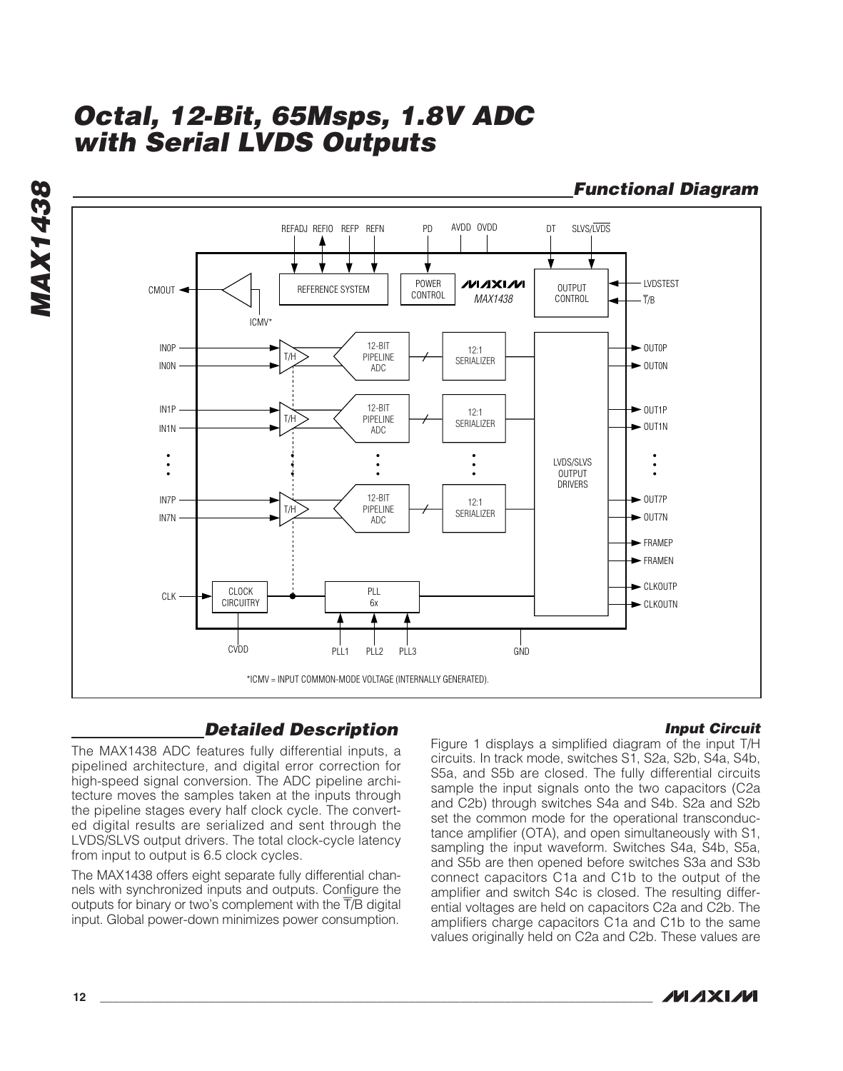## Functional Diagram

*ICMV = INPUT COMMON-MODE VOLTAGE (INTERNALLY GENERATED).

## Detailed Description

The MAX1438 ADC features fully differential inputs, a pipelined architecture, and digital error correction for high-speed signal conversion. The ADC pipeline architecture moves the samples taken at the inputs through the pipeline stages every half clock cycle. The converted digital results are serialized and sent through the LVDS/SLVS output drivers. The total clock-cycle latency from input to output is 6.5 clock cycles.

The MAX1438 offers eight separate fully differential channels with synchronized inputs and outputs. Configure the outputs for binary or two's complement with the $\overline{T}$/B digital input. Global power-down minimizes power consumption.

### Input Circuit

Figure 1 displays a simplified diagram of the input T/H circuits. In track mode, switches S1, S2a, S2b, S4a, S4b, S5a, and S5b are closed. The fully differential circuits sample the input signals onto the two capacitors (C2a and C2b) through switches S4a and S4b. S2a and S2b set the common mode for the operational transconductance amplifier (OTA), and open simultaneously with S1, sampling the input waveform. Switches S4a, S4b, S5a, and S5b are then opened before switches S3a and S3b connect capacitors C1a and C1b to the output of the amplifier and switch S4c is closed. The resulting differential voltages are held on capacitors C2a and C2b. The amplifiers charge capacitors C1a and C1b to the same values originally held on C2a and C2b. These values are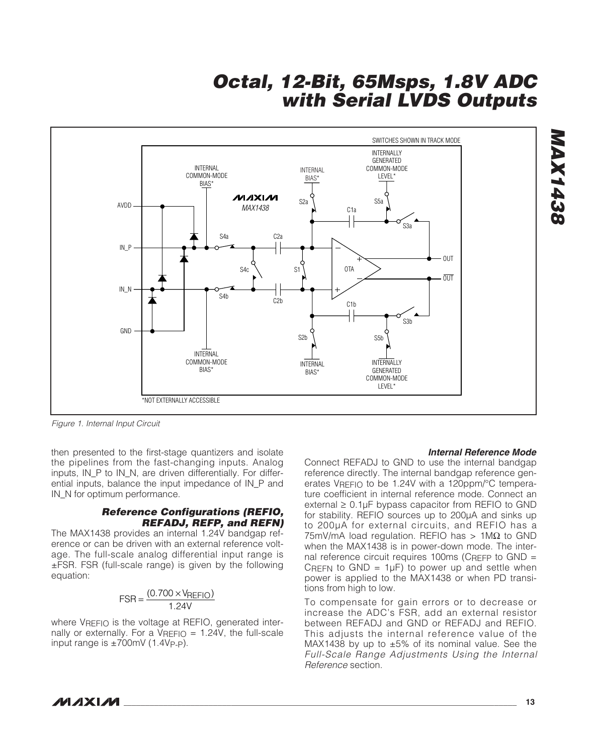Figure 1. Internal Input Circuit

then presented to the first-stage quantizers and isolate the pipelines from the fast-changing inputs. Analog inputs, IN_P to IN_N, are driven differentially. For differential inputs, balance the input impedance of IN_P and IN_N for optimum performance.

### Reference Configurations (REFIO, REFADJ, REFP, and REFN)

The MAX1438 provides an internal 1.24V bandgap reference or can be driven with an external reference voltage. The full-scale analog differential input range is ±FSR. FSR (full-scale range) is given by the following equation:

$$FSR = \frac{(0.700 \times V_{REFIO})}{1.24V}$$

where $V_{REFIO}$ is the voltage at REFIO, generated internally or externally. For a $V_{REFIO}$ = 1.24V, the full-scale input range is ±700mV ($1.4V_{P-P}$).

#### Internal Reference Mode

Connect REFADJ to GND to use the internal bandgap reference directly. The internal bandgap reference generates $V_{REFIO}$ to be 1.24V with a 120ppm/°C temperature coefficient in internal reference mode. Connect an external ≥ 0.1µF bypass capacitor from REFIO to GND for stability. REFIO sources up to 200µA and sinks up to 200µA for external circuits, and REFIO has a 75mV/mA load regulation. REFIO has > 1MΩ to GND when the MAX1438 is in power-down mode. The internal reference circuit requires 100ms ($C_{REFP}$ to GND = $C_{REFN}$ to GND = 1µF) to power up and settle when power is applied to the MAX1438 or when PD transitions from high to low.

To compensate for gain errors or to decrease or increase the ADC's FSR, add an external resistor between REFADJ and GND or REFADJ and REFIO. This adjusts the internal reference value of the MAX1438 by up to ±5% of its nominal value. See the *Full-Scale Range Adjustments Using the Internal Reference* section.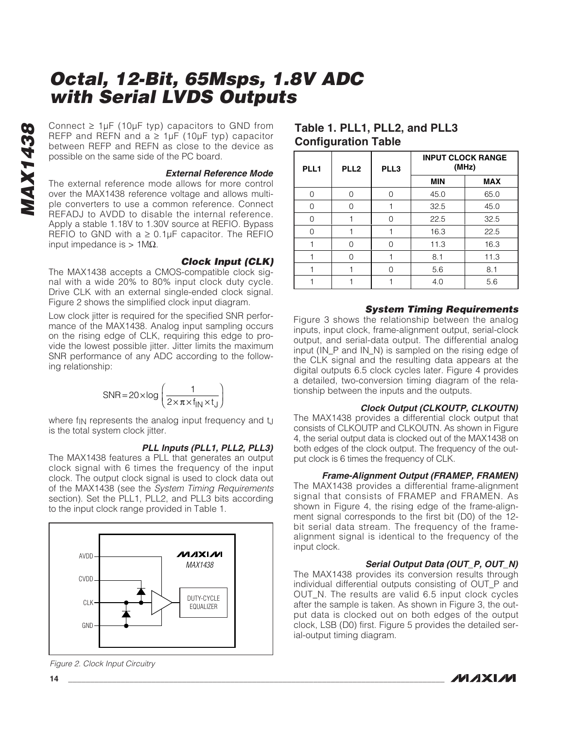# Octal, 12-Bit, 65Msps, 1.8V ADC with Serial LVDS Outputs

Connect ≥ 1µF (10µF typ) capacitors to GND from REFP and REFN and a ≥ 1µF (10µF typ) capacitor between REFP and REFN as close to the device as possible on the same side of the PC board.

### External Reference Mode

The external reference mode allows for more control over the MAX1438 reference voltage and allows multiple converters to use a common reference. Connect REFADJ to AVDD to disable the internal reference. Apply a stable 1.18V to 1.30V source at REFIO. Bypass REFIO to GND with a ≥ 0.1µF capacitor. The REFIO input impedance is > 1MΩ.

### Clock Input (CLK)

The MAX1438 accepts a CMOS-compatible clock signal with a wide 20% to 80% input clock duty cycle. Drive CLK with an external single-ended clock signal. Figure 2 shows the simplified clock input diagram.

Low clock jitter is required for the specified SNR performance of the MAX1438. Analog input sampling occurs on the rising edge of CLK, requiring this edge to provide the lowest possible jitter. Jitter limits the maximum SNR performance of any ADC according to the following relationship:

$$SNR = 20 \times \log\left(\frac{1}{2 \times \pi \times f_{IN} \times t_J}\right)$$

where $f_{IN}$ represents the analog input frequency and $t_J$ is the total system clock jitter.

### PLL Inputs (PLL1, PLL2, PLL3)

The MAX1438 features a PLL that generates an output clock signal with 6 times the frequency of the input clock. The output clock signal is used to clock data out of the MAX1438 (see the *System Timing Requirements* section). Set the PLL1, PLL2, and PLL3 bits according to the input clock range provided in Table 1.

Figure 2. Clock Input Circuitry

**Table 1. PLL1, PLL2, and PLL3 Configuration Table**

| PLL1 | PLL2 | PLL3 | INPUT CLOCK RANGE (MHz) | |
|---|---|---|---|---|
| | | | MIN | MAX |
| 0 | 0 | 0 | 45.0 | 65.0 |
| 0 | 0 | 1 | 32.5 | 45.0 |
| 0 | 1 | 0 | 22.5 | 32.5 |
| 0 | 1 | 1 | 16.3 | 22.5 |
| 1 | 0 | 0 | 11.3 | 16.3 |
| 1 | 0 | 1 | 8.1 | 11.3 |
| 1 | 1 | 0 | 5.6 | 8.1 |
| 1 | 1 | 1 | 4.0 | 5.6 |

### System Timing Requirements

Figure 3 shows the relationship between the analog inputs, input clock, frame-alignment output, serial-clock output, and serial-data output. The differential analog input (IN_P and IN_N) is sampled on the rising edge of the CLK signal and the resulting data appears at the digital outputs 6.5 clock cycles later. Figure 4 provides a detailed, two-conversion timing diagram of the relationship between the inputs and the outputs.

### Clock Output (CLKOUTP, CLKOUTN)

The MAX1438 provides a differential clock output that consists of CLKOUTP and CLKOUTN. As shown in Figure 4, the serial output data is clocked out of the MAX1438 on both edges of the clock output. The frequency of the output clock is 6 times the frequency of CLK.

### Frame-Alignment Output (FRAMEP, FRAMEN)

The MAX1438 provides a differential frame-alignment signal that consists of FRAMEP and FRAMEN. As shown in Figure 4, the rising edge of the frame-alignment signal corresponds to the first bit (D0) of the 12-bit serial data stream. The frequency of the frame-alignment signal is identical to the frequency of the input clock.

### Serial Output Data (OUT_P, OUT_N)

The MAX1438 provides its conversion results through individual differential outputs consisting of OUT_P and OUT_N. The results are valid 6.5 input clock cycles after the sample is taken. As shown in Figure 3, the output data is clocked out on both edges of the output clock, LSB (D0) first. Figure 5 provides the detailed serial-output timing diagram.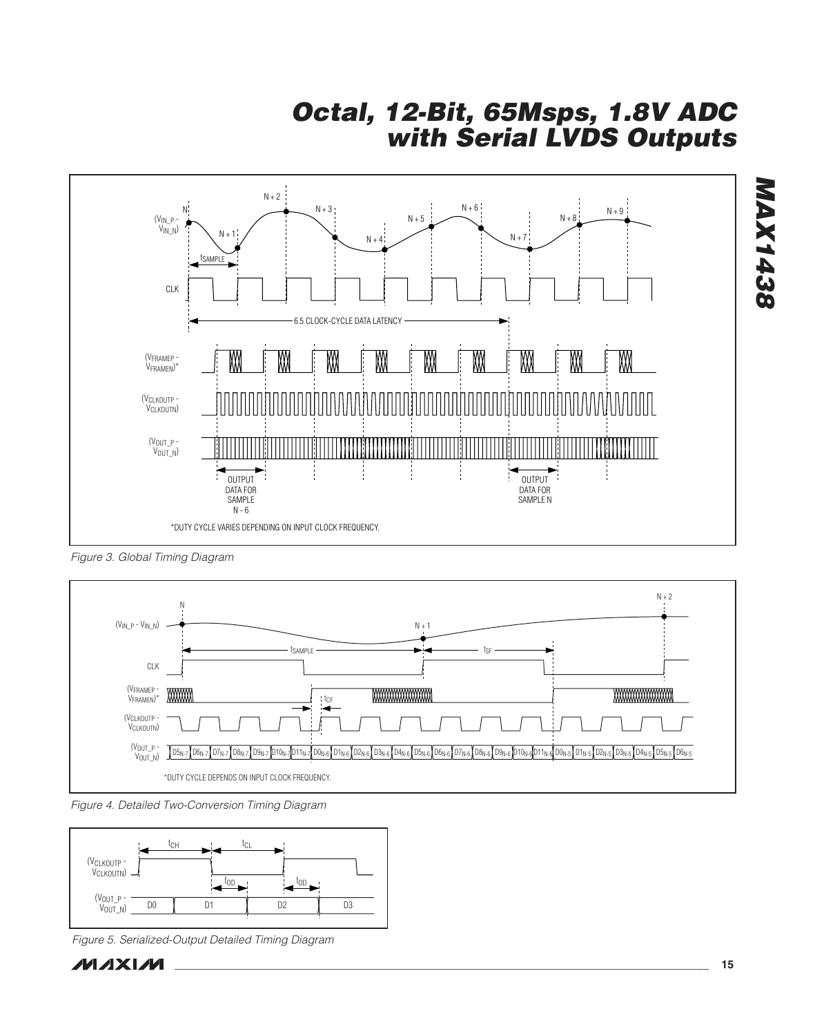*Figure 3. Global Timing Diagram*

*Figure 4. Detailed Two-Conversion Timing Diagram*

*Figure 5. Serialized-Output Detailed Timing Diagram*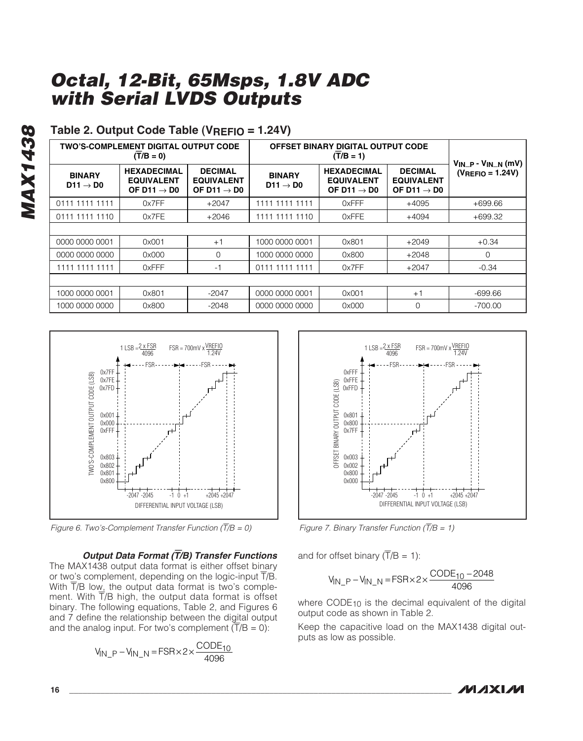# Octal, 12-Bit, 65Msps, 1.8V ADC with Serial LVDS Outputs

**Table 2. Output Code Table ($V_{REFIO}$ = 1.24V)**

| TWO'S-COMPLEMENT DIGITAL OUTPUT CODE ($\overline{T}$/B = 0) | | | OFFSET BINARY DIGITAL OUTPUT CODE ($\overline{T}$/B = 1) | | | $V_{IN\_P} - V_{IN\_N}$ (mV) ($V_{REFIO}$ = 1.24V) |
|---|---|---|---|---|---|---|
| BINARY D11 → D0 | HEXADECIMAL EQUIVALENT OF D11 → D0 | DECIMAL EQUIVALENT OF D11 → D0 | BINARY D11 → D0 | HEXADECIMAL EQUIVALENT OF D11 → D0 | DECIMAL EQUIVALENT OF D11 → D0 | |
| 0111 1111 1111 | 0x7FF | +2047 | 1111 1111 1111 | 0xFFF | +4095 | +699.66 |
| 0111 1111 1110 | 0x7FE | +2046 | 1111 1111 1110 | 0xFFE | +4094 | +699.32 |
| | | | | | | |
| 0000 0000 0001 | 0x001 | +1 | 1000 0000 0001 | 0x801 | +2049 | +0.34 |
| 0000 0000 0000 | 0x000 | 0 | 1000 0000 0000 | 0x800 | +2048 | 0 |
| 1111 1111 1111 | 0xFFF | -1 | 0111 1111 1111 | 0x7FF | +2047 | -0.34 |
| | | | | | | |
| 1000 0000 0001 | 0x801 | -2047 | 0000 0000 0001 | 0x001 | +1 | -699.66 |
| 1000 0000 0000 | 0x800 | -2048 | 0000 0000 0000 | 0x000 | 0 | -700.00 |

*Figure 6. Two's-Complement Transfer Function ($\overline{T}$/B = 0)*

*Figure 7. Binary Transfer Function ($\overline{T}$/B = 1)*

### *Output Data Format ($\overline{T}$/B) Transfer Functions*

The MAX1438 output data format is either offset binary or two's complement, depending on the logic-input $\overline{T}$/B. With $\overline{T}$/B low, the output data format is two's complement. With $\overline{T}$/B high, the output data format is offset binary. The following equations, Table 2, and Figures 6 and 7 define the relationship between the digital output and the analog input. For two's complement ($\overline{T}$/B = 0):

$$V_{IN\_P} - V_{IN\_N} = FSR \times 2 \times \frac{CODE_{10}}{4096}$$

and for offset binary ($\overline{T}$/B = 1):

$$V_{IN\_P} - V_{IN\_N} = FSR \times 2 \times \frac{CODE_{10} - 2048}{4096}$$

where $CODE_{10}$ is the decimal equivalent of the digital output code as shown in Table 2.

Keep the capacitive load on the MAX1438 digital outputs as low as possible.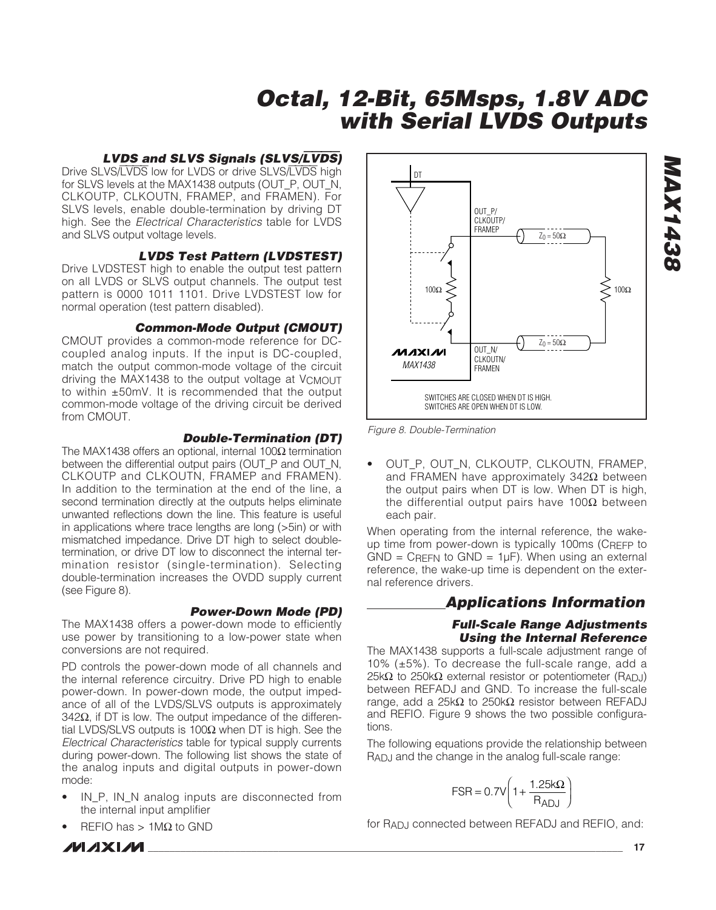### LVDS and SLVS Signals (SLVS/$\overline{\text{LVDS}}$)

Drive SLVS/$\overline{\text{LVDS}}$ low for LVDS or drive SLVS/$\overline{\text{LVDS}}$ high for SLVS levels at the MAX1438 outputs (OUT_P, OUT_N, CLKOUTP, CLKOUTN, FRAMEP, and FRAMEN). For SLVS levels, enable double-termination by driving DT high. See the *Electrical Characteristics* table for LVDS and SLVS output voltage levels.

### LVDS Test Pattern (LVDSTEST)

Drive LVDSTEST high to enable the output test pattern on all LVDS or SLVS output channels. The output test pattern is 0000 1011 1101. Drive LVDSTEST low for normal operation (test pattern disabled).

### Common-Mode Output (CMOUT)

CMOUT provides a common-mode reference for DC-coupled analog inputs. If the input is DC-coupled, match the output common-mode voltage of the circuit driving the MAX1438 to the output voltage at $V_{CMOUT}$ to within ±50mV. It is recommended that the output common-mode voltage of the driving circuit be derived from CMOUT.

### Double-Termination (DT)

The MAX1438 offers an optional, internal 100Ω termination between the differential output pairs (OUT_P and OUT_N, CLKOUTP and CLKOUTN, FRAMEP and FRAMEN). In addition to the termination at the end of the line, a second termination directly at the outputs helps eliminate unwanted reflections down the line. This feature is useful in applications where trace lengths are long (>5in) or with mismatched impedance. Drive DT high to select double-termination, or drive DT low to disconnect the internal termination resistor (single-termination). Selecting double-termination increases the OVDD supply current (see Figure 8).

SWITCHES ARE CLOSED WHEN DT IS HIGH.
SWITCHES ARE OPEN WHEN DT IS LOW.

Figure 8. Double-Termination

### Power-Down Mode (PD)

The MAX1438 offers a power-down mode to efficiently use power by transitioning to a low-power state when conversions are not required.

PD controls the power-down mode of all channels and the internal reference circuitry. Drive PD high to enable power-down. In power-down mode, the output impedance of all of the LVDS/SLVS outputs is approximately 342Ω, if DT is low. The output impedance of the differential LVDS/SLVS outputs is 100Ω when DT is high. See the *Electrical Characteristics* table for typical supply currents during power-down. The following list shows the state of the analog inputs and digital outputs in power-down mode:

- IN_P, IN_N analog inputs are disconnected from the internal input amplifier
- REFIO has > 1MΩ to GND
- OUT_P, OUT_N, CLKOUTP, CLKOUTN, FRAMEP, and FRAMEN have approximately 342Ω between the output pairs when DT is low. When DT is high, the differential output pairs have 100Ω between each pair.

When operating from the internal reference, the wake-up time from power-down is typically 100ms ($C_{REFP}$ to GND = $C_{REFN}$ to GND = 1µF). When using an external reference, the wake-up time is dependent on the external reference drivers.

## Applications Information

### Full-Scale Range Adjustments Using the Internal Reference

The MAX1438 supports a full-scale adjustment range of 10% (±5%). To decrease the full-scale range, add a 25kΩ to 250kΩ external resistor or potentiometer ($R_{ADJ}$) between REFADJ and GND. To increase the full-scale range, add a 25kΩ to 250kΩ resistor between REFADJ and REFIO. Figure 9 shows the two possible configurations.

The following equations provide the relationship between $R_{ADJ}$ and the change in the analog full-scale range:

$$FSR = 0.7V\left(1 + \frac{1.25k\Omega}{R_{ADJ}}\right)$$

for $R_{ADJ}$ connected between REFADJ and REFIO, and: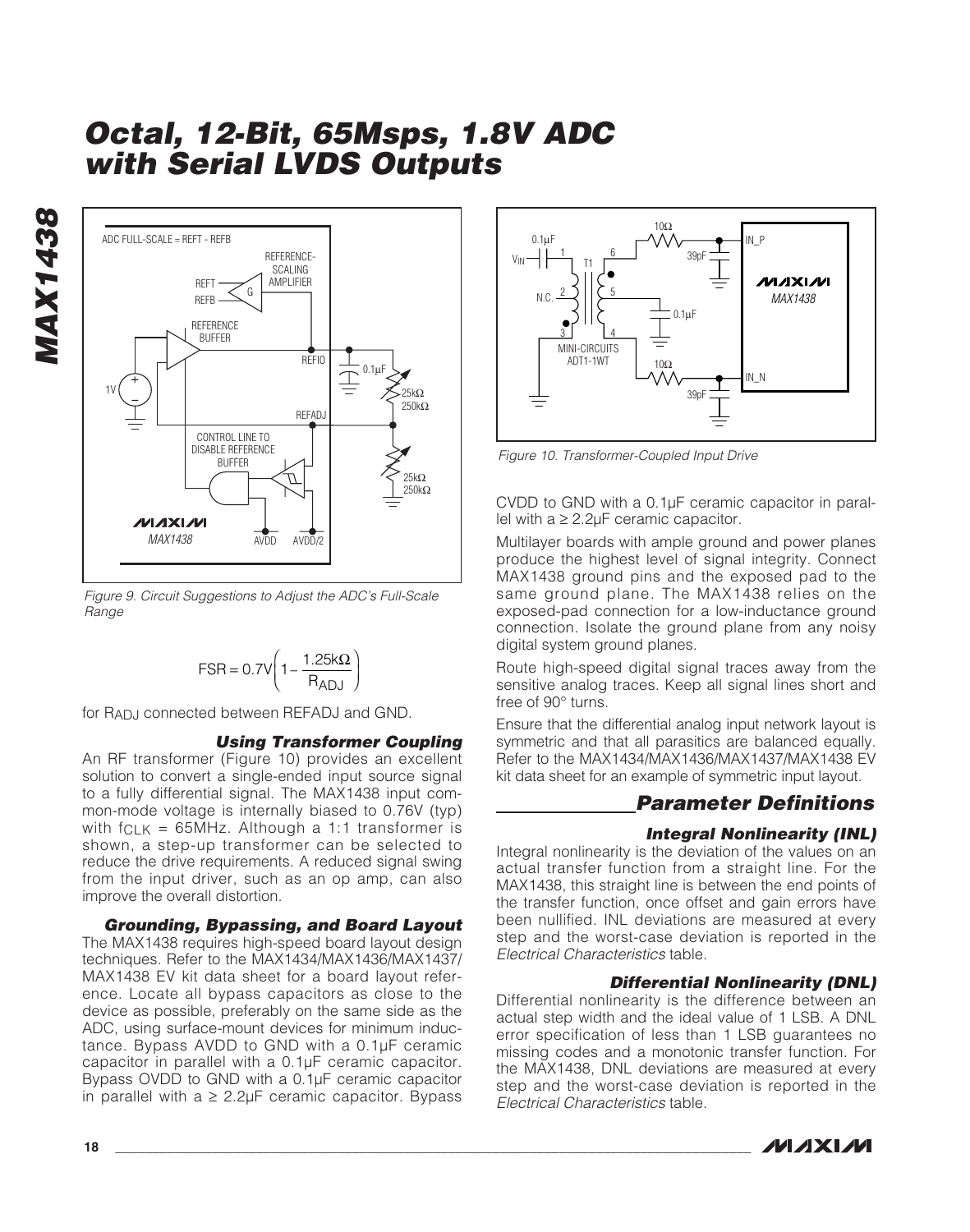Figure 9. Circuit Suggestions to Adjust the ADC's Full-Scale Range

$$FSR = 0.7V\left(1 - \frac{1.25k\Omega}{R_{ADJ}}\right)$$

for $R_{ADJ}$ connected between REFADJ and GND.

### Using Transformer Coupling

An RF transformer (Figure 10) provides an excellent solution to convert a single-ended input source signal to a fully differential signal. The MAX1438 input common-mode voltage is internally biased to 0.76V (typ) with $f_{CLK}$ = 65MHz. Although a 1:1 transformer is shown, a step-up transformer can be selected to reduce the drive requirements. A reduced signal swing from the input driver, such as an op amp, can also improve the overall distortion.

### Grounding, Bypassing, and Board Layout

The MAX1438 requires high-speed board layout design techniques. Refer to the MAX1434/MAX1436/MAX1437/MAX1438 EV kit data sheet for a board layout reference. Locate all bypass capacitors as close to the device as possible, preferably on the same side as the ADC, using surface-mount devices for minimum inductance. Bypass AVDD to GND with a 0.1µF ceramic capacitor in parallel with a 0.1µF ceramic capacitor. Bypass OVDD to GND with a 0.1µF ceramic capacitor in parallel with a ≥ 2.2µF ceramic capacitor. Bypass CVDD to GND with a 0.1µF ceramic capacitor in parallel with a ≥ 2.2µF ceramic capacitor.

Figure 10. Transformer-Coupled Input Drive

Multilayer boards with ample ground and power planes produce the highest level of signal integrity. Connect MAX1438 ground pins and the exposed pad to the same ground plane. The MAX1438 relies on the exposed-pad connection for a low-inductance ground connection. Isolate the ground plane from any noisy digital system ground planes.

Route high-speed digital signal traces away from the sensitive analog traces. Keep all signal lines short and free of 90° turns.

Ensure that the differential analog input network layout is symmetric and that all parasitics are balanced equally. Refer to the MAX1434/MAX1436/MAX1437/MAX1438 EV kit data sheet for an example of symmetric input layout.

## Parameter Definitions

### Integral Nonlinearity (INL)

Integral nonlinearity is the deviation of the values on an actual transfer function from a straight line. For the MAX1438, this straight line is between the end points of the transfer function, once offset and gain errors have been nullified. INL deviations are measured at every step and the worst-case deviation is reported in the *Electrical Characteristics* table.

### Differential Nonlinearity (DNL)

Differential nonlinearity is the difference between an actual step width and the ideal value of 1 LSB. A DNL error specification of less than 1 LSB guarantees no missing codes and a monotonic transfer function. For the MAX1438, DNL deviations are measured at every step and the worst-case deviation is reported in the *Electrical Characteristics* table.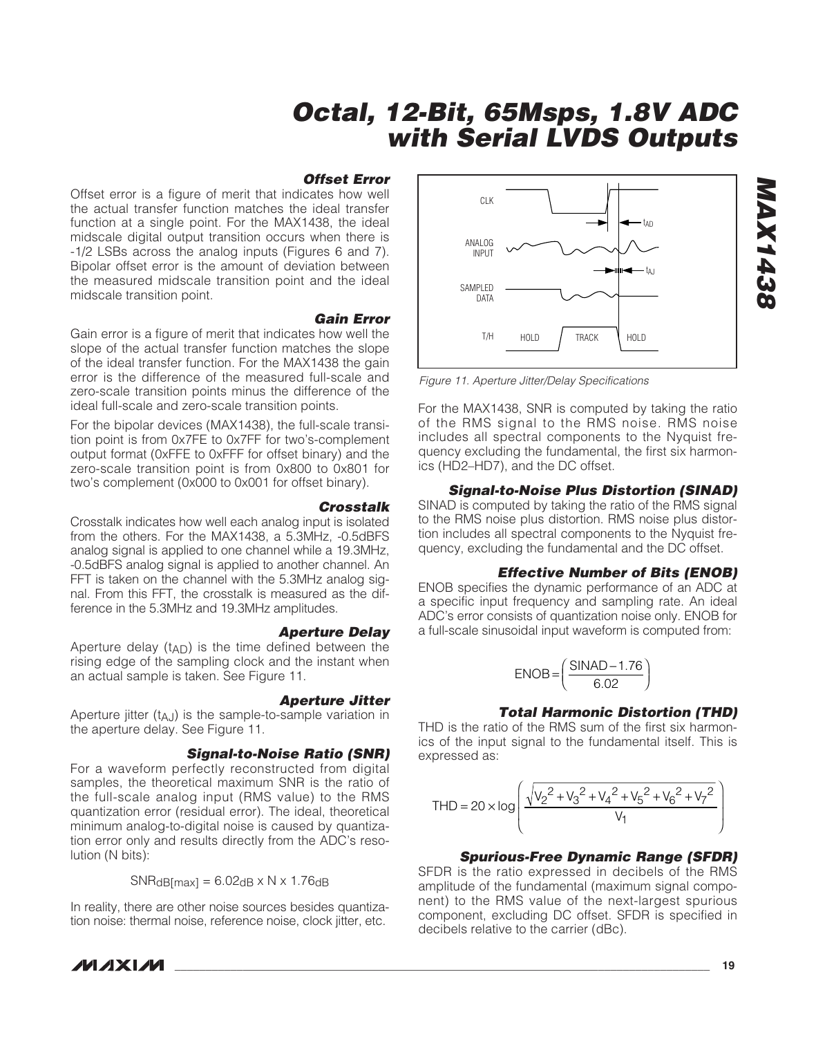### Offset Error

Offset error is a figure of merit that indicates how well the actual transfer function matches the ideal transfer function at a single point. For the MAX1438, the ideal midscale digital output transition occurs when there is -1/2 LSBs across the analog inputs (Figures 6 and 7). Bipolar offset error is the amount of deviation between the measured midscale transition point and the ideal midscale transition point.

### Gain Error

Gain error is a figure of merit that indicates how well the slope of the actual transfer function matches the slope of the ideal transfer function. For the MAX1438 the gain error is the difference of the measured full-scale and zero-scale transition points minus the difference of the ideal full-scale and zero-scale transition points.

For the bipolar devices (MAX1438), the full-scale transition point is from 0x7FE to 0x7FF for two's-complement output format (0xFFE to 0xFFF for offset binary) and the zero-scale transition point is from 0x800 to 0x801 for two's complement (0x000 to 0x001 for offset binary).

### Crosstalk

Crosstalk indicates how well each analog input is isolated from the others. For the MAX1438, a 5.3MHz, -0.5dBFS analog signal is applied to one channel while a 19.3MHz, -0.5dBFS analog signal is applied to another channel. An FFT is taken on the channel with the 5.3MHz analog signal. From this FFT, the crosstalk is measured as the difference in the 5.3MHz and 19.3MHz amplitudes.

### Aperture Delay

Aperture delay ($t_{AD}$) is the time defined between the rising edge of the sampling clock and the instant when an actual sample is taken. See Figure 11.

### Aperture Jitter

Aperture jitter ($t_{AJ}$) is the sample-to-sample variation in the aperture delay. See Figure 11.

### Signal-to-Noise Ratio (SNR)

For a waveform perfectly reconstructed from digital samples, the theoretical maximum SNR is the ratio of the full-scale analog input (RMS value) to the RMS quantization error (residual error). The ideal, theoretical minimum analog-to-digital noise is caused by quantization error only and results directly from the ADC's resolution (N bits):

$$SNR_{dB[max]} = 6.02_{dB} \times N \times 1.76_{dB}$$

In reality, there are other noise sources besides quantization noise: thermal noise, reference noise, clock jitter, etc.

Figure 11. Aperture Jitter/Delay Specifications

For the MAX1438, SNR is computed by taking the ratio of the RMS signal to the RMS noise. RMS noise includes all spectral components to the Nyquist frequency excluding the fundamental, the first six harmonics (HD2–HD7), and the DC offset.

### Signal-to-Noise Plus Distortion (SINAD)

SINAD is computed by taking the ratio of the RMS signal to the RMS noise plus distortion. RMS noise plus distortion includes all spectral components to the Nyquist frequency, excluding the fundamental and the DC offset.

### Effective Number of Bits (ENOB)

ENOB specifies the dynamic performance of an ADC at a specific input frequency and sampling rate. An ideal ADC's error consists of quantization noise only. ENOB for a full-scale sinusoidal input waveform is computed from:

$$ENOB = \left( \frac{SINAD - 1.76}{6.02} \right)$$

### Total Harmonic Distortion (THD)

THD is the ratio of the RMS sum of the first six harmonics of the input signal to the fundamental itself. This is expressed as:

$$THD = 20 \times \log \left( \frac{\sqrt{V_2^2 + V_3^2 + V_4^2 + V_5^2 + V_6^2 + V_7^2}}{V_1} \right)$$

### Spurious-Free Dynamic Range (SFDR)

SFDR is the ratio expressed in decibels of the RMS amplitude of the fundamental (maximum signal component) to the RMS value of the next-largest spurious component, excluding DC offset. SFDR is specified in decibels relative to the carrier (dBc).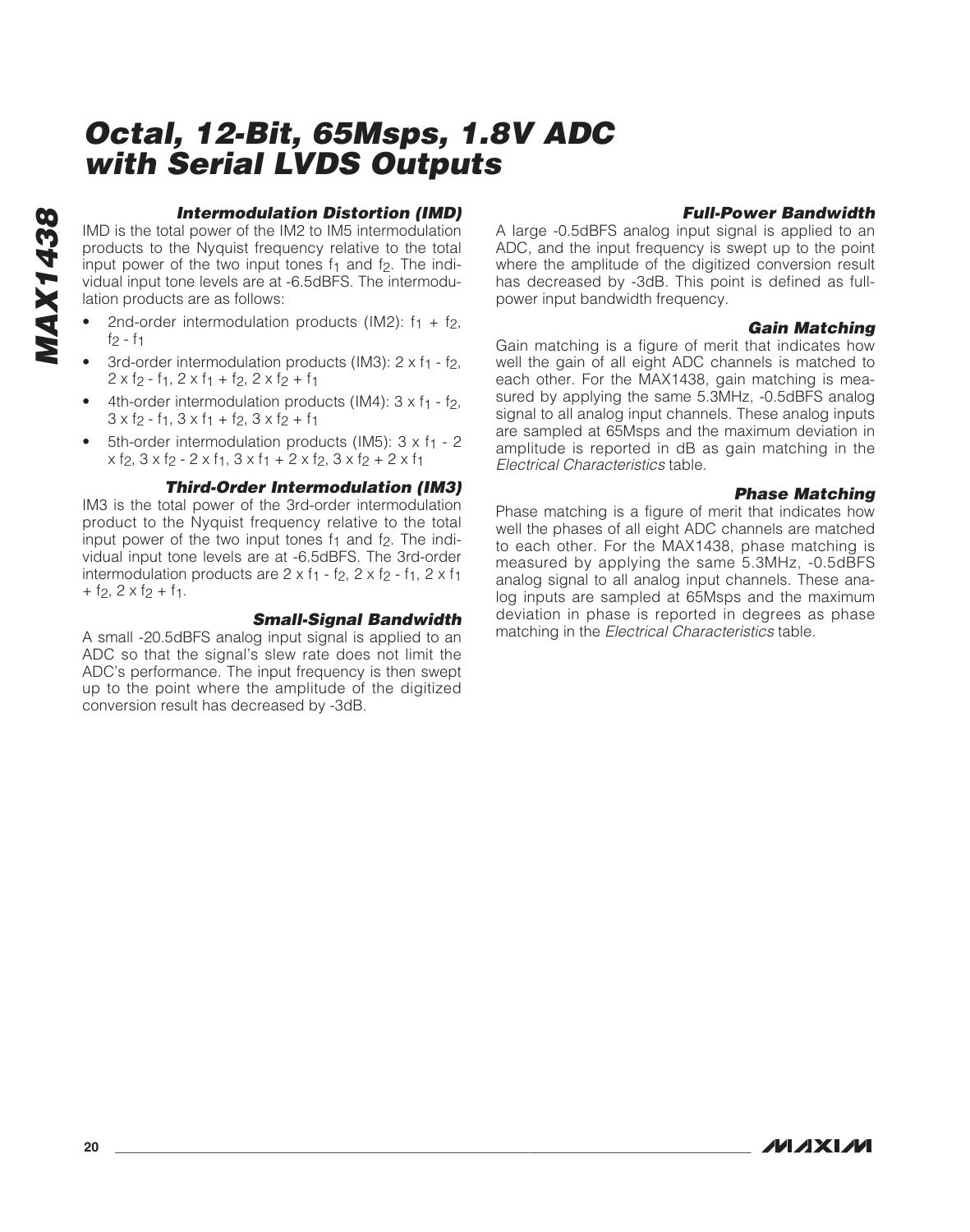### Intermodulation Distortion (IMD)

IMD is the total power of the IM2 to IM5 intermodulation products to the Nyquist frequency relative to the total input power of the two input tones $f_1$ and $f_2$. The individual input tone levels are at -6.5dBFS. The intermodulation products are as follows:

- 2nd-order intermodulation products (IM2): $f_1 + f_2$, $f_2 - f_1$
- 3rd-order intermodulation products (IM3): $2 \times f_1 - f_2$, $2 \times f_2 - f_1$, $2 \times f_1 + f_2$, $2 \times f_2 + f_1$
- 4th-order intermodulation products (IM4): $3 \times f_1 - f_2$, $3 \times f_2 - f_1$, $3 \times f_1 + f_2$, $3 \times f_2 + f_1$
- 5th-order intermodulation products (IM5): $3 \times f_1 - 2 \times f_2$, $3 \times f_2 - 2 \times f_1$, $3 \times f_1 + 2 \times f_2$, $3 \times f_2 + 2 \times f_1$

### Third-Order Intermodulation (IM3)

IM3 is the total power of the 3rd-order intermodulation product to the Nyquist frequency relative to the total input power of the two input tones $f_1$ and $f_2$. The individual input tone levels are at -6.5dBFS. The 3rd-order intermodulation products are $2 \times f_1 - f_2$, $2 \times f_2 - f_1$, $2 \times f_1 + f_2$, $2 \times f_2 + f_1$.

### Small-Signal Bandwidth

A small -20.5dBFS analog input signal is applied to an ADC so that the signal's slew rate does not limit the ADC's performance. The input frequency is then swept up to the point where the amplitude of the digitized conversion result has decreased by -3dB.

### Full-Power Bandwidth

A large -0.5dBFS analog input signal is applied to an ADC, and the input frequency is swept up to the point where the amplitude of the digitized conversion result has decreased by -3dB. This point is defined as full-power input bandwidth frequency.

### Gain Matching

Gain matching is a figure of merit that indicates how well the gain of all eight ADC channels is matched to each other. For the MAX1438, gain matching is measured by applying the same 5.3MHz, -0.5dBFS analog signal to all analog input channels. These analog inputs are sampled at 65Msps and the maximum deviation in amplitude is reported in dB as gain matching in the *Electrical Characteristics* table.

### Phase Matching

Phase matching is a figure of merit that indicates how well the phases of all eight ADC channels are matched to each other. For the MAX1438, phase matching is measured by applying the same 5.3MHz, -0.5dBFS analog signal to all analog input channels. These analog inputs are sampled at 65Msps and the maximum deviation in phase is reported in degrees as phase matching in the *Electrical Characteristics* table.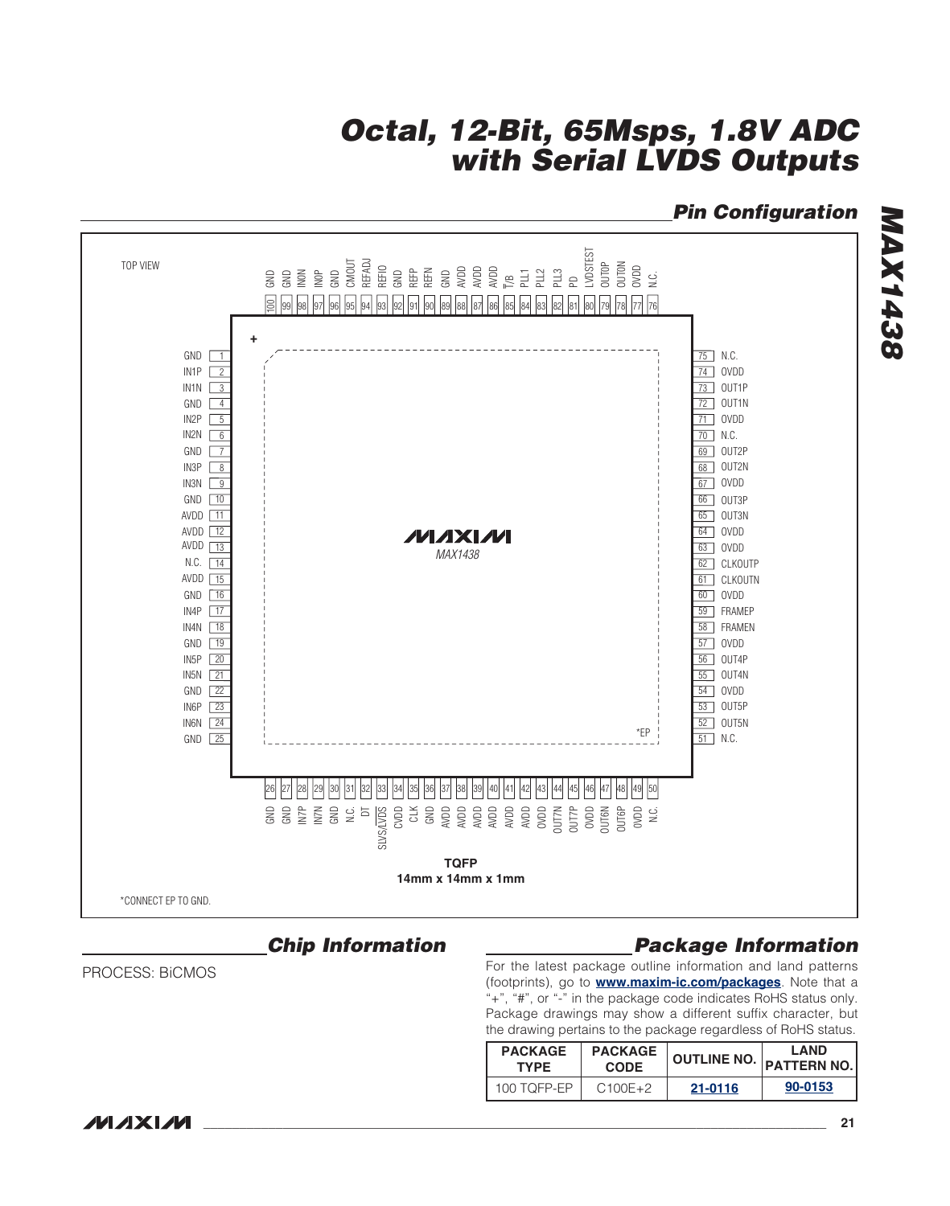## Pin Configuration

TOP VIEW

| Pin | Name | Pin | Name | Pin | Name | Pin | Name |
|---|---|---|---|---|---|---|---|
| 1 | GND | 26 | GND | 51 | N.C. | 76 | N.C. |
| 2 | IN1P | 27 | GND | 52 | OUT5N | 77 | OVDD |
| 3 | IN1N | 28 | IN7P | 53 | OUT5P | 78 | OUT0N |
| 4 | GND | 29 | IN7N | 54 | OVDD | 79 | OUT0P |
| 5 | IN2P | 30 | GND | 55 | OUT4N | 80 | LVDSTEST |
| 6 | IN2N | 31 | N.C. | 56 | OUT4P | 81 | PD |
| 7 | GND | 32 | DT | 57 | OVDD | 82 | PLL3 |
| 8 | IN3P | 33 | SLVS/$\overline{\text{LVDS}}$ | 58 | FRAMEN | 83 | PLL2 |
| 9 | IN3N | 34 | CVDD | 59 | FRAMEP | 84 | PLL1 |
| 10 | GND | 35 | CLK | 60 | OVDD | 85 | T/$\overline{\text{B}}$ |
| 11 | AVDD | 36 | GND | 61 | CLKOUTN | 86 | AVDD |
| 12 | AVDD | 37 | AVDD | 62 | CLKOUTP | 87 | AVDD |
| 13 | AVDD | 38 | AVDD | 63 | OVDD | 88 | AVDD |
| 14 | N.C. | 39 | AVDD | 64 | OVDD | 89 | GND |
| 15 | AVDD | 40 | AVDD | 65 | OUT3N | 90 | REFN |
| 16 | GND | 41 | AVDD | 66 | OUT3P | 91 | REFP |
| 17 | IN4P | 42 | AVDD | 67 | OVDD | 92 | GND |
| 18 | IN4N | 43 | OVDD | 68 | OUT2N | 93 | REFIO |
| 19 | GND | 44 | OUT7N | 69 | OUT2P | 94 | REFADJ |
| 20 | IN5P | 45 | OUT7P | 70 | N.C. | 95 | CMOUT |
| 21 | IN5N | 46 | OVDD | 71 | OVDD | 96 | GND |
| 22 | GND | 47 | OUT6N | 72 | OUT1N | 97 | IN0P |
| 23 | IN6P | 48 | OUT6P | 73 | OUT1P | 98 | IN0N |
| 24 | IN6N | 49 | OVDD | 74 | OVDD | 99 | GND |
| 25 | GND | 50 | N.C. | 75 | N.C. | 100 | GND |

MAXIM MAX1438

*EP

**TQFP**
**14mm x 14mm x 1mm**

*CONNECT EP TO GND.

## Chip Information

PROCESS: BiCMOS

## Package Information

For the latest package outline information and land patterns (footprints), go to **www.maxim-ic.com/packages**. Note that a "+", "#", or "-" in the package code indicates RoHS status only. Package drawings may show a different suffix character, but the drawing pertains to the package regardless of RoHS status.

| PACKAGE TYPE | PACKAGE CODE | OUTLINE NO. | LAND PATTERN NO. |
|---|---|---|---|
| 100 TQFP-EP | C100E+2 | 21-0116 | 90-0153 |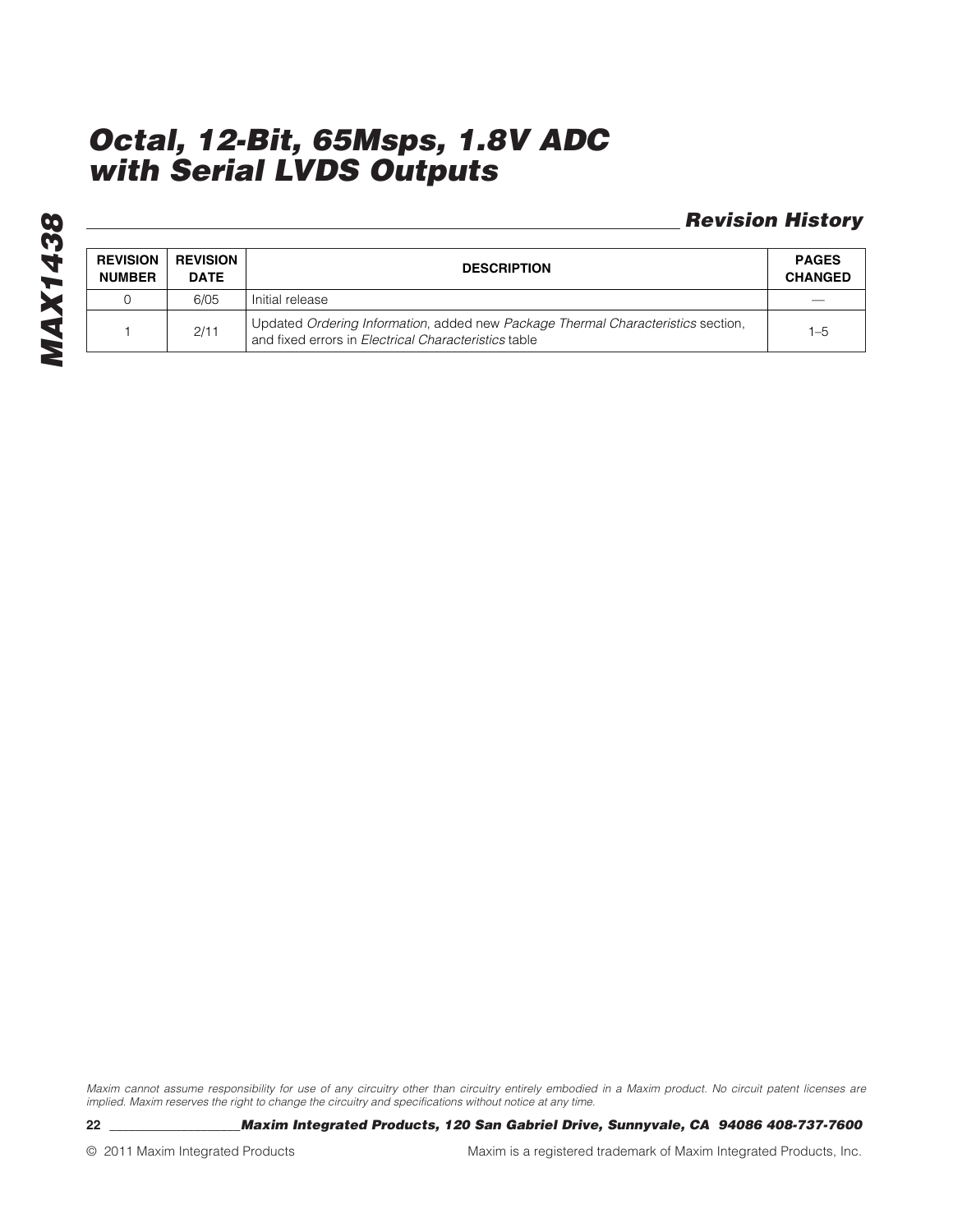## Revision History

| REVISION NUMBER | REVISION DATE | DESCRIPTION | PAGES CHANGED |
|---|---|---|---|
| 0 | 6/05 | Initial release | — |
| 1 | 2/11 | Updated *Ordering Information*, added new *Package Thermal Characteristics* section, and fixed errors in *Electrical Characteristics* table | 1–5 |

*Maxim cannot assume responsibility for use of any circuitry other than circuitry entirely embodied in a Maxim product. No circuit patent licenses are implied. Maxim reserves the right to change the circuitry and specifications without notice at any time.*

***Maxim Integrated Products, 120 San Gabriel Drive, Sunnyvale, CA 94086 408-737-7600***

© 2011 Maxim Integrated Products

Maxim is a registered trademark of Maxim Integrated Products, Inc.